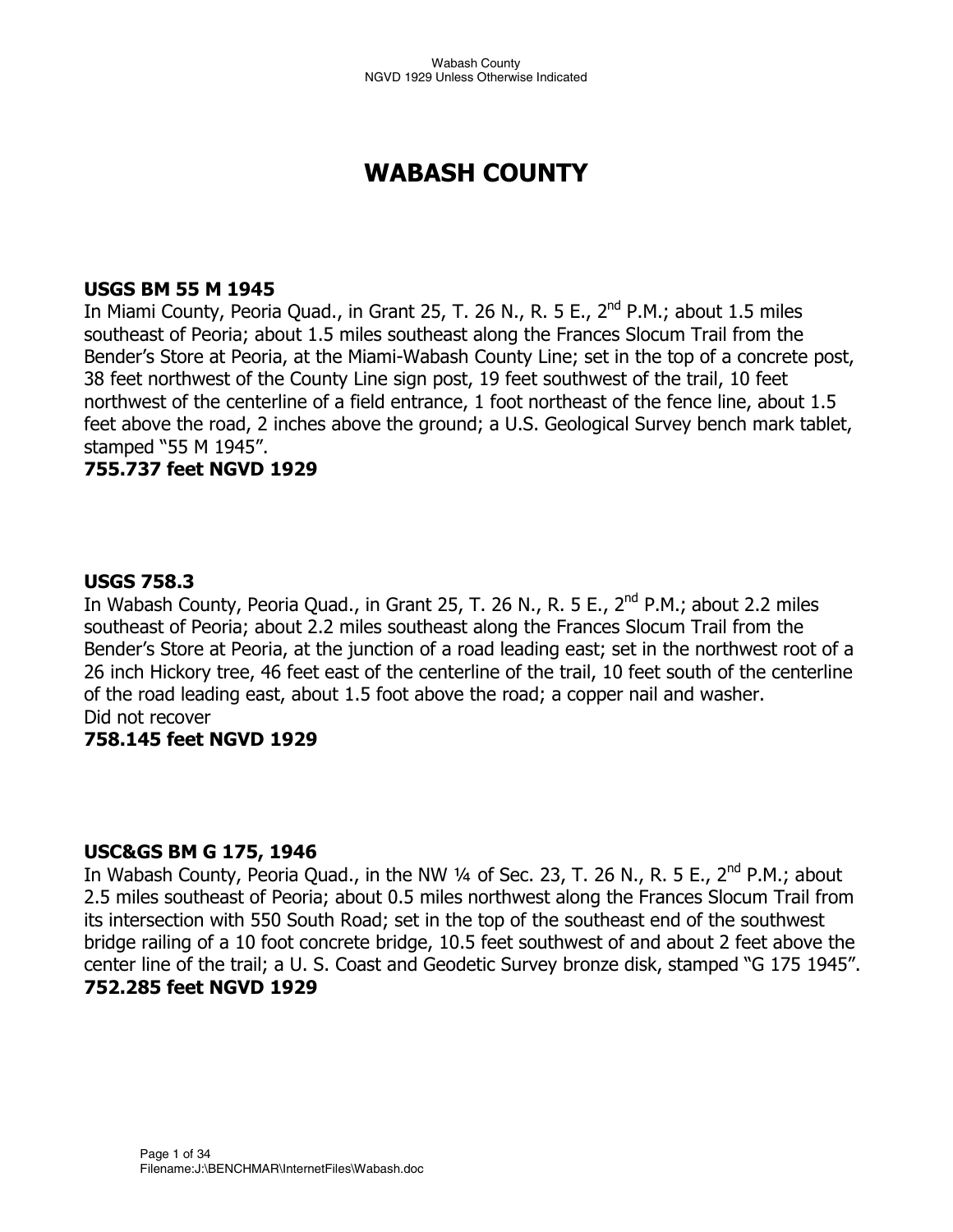# WABASH COUNTY

**USGS BM 55 M 1945**
In Miami County, Peoria Quad., in Grant 25, T. 26 N., R. 5 E., 2nd P.M.; about 1.5 miles southeast of Peoria; about 1.5 miles southeast along the Frances Slocum Trail from the Bender's Store at Peoria, at the Miami-Wabash County Line; set in the top of a concrete post, 38 feet northwest of the County Line sign post, 19 feet southwest of the trail, 10 feet northwest of the centerline of a field entrance, 1 foot northeast of the fence line, about 1.5 feet above the road, 2 inches above the ground; a U.S. Geological Survey bench mark tablet, stamped "55 M 1945".
**755.737 feet NGVD 1929**

**USGS 758.3**
In Wabash County, Peoria Quad., in Grant 25, T. 26 N., R. 5 E., 2nd P.M.; about 2.2 miles southeast of Peoria; about 2.2 miles southeast along the Frances Slocum Trail from the Bender's Store at Peoria, at the junction of a road leading east; set in the northwest root of a 26 inch Hickory tree, 46 feet east of the centerline of the trail, 10 feet south of the centerline of the road leading east, about 1.5 foot above the road; a copper nail and washer.
Did not recover
**758.145 feet NGVD 1929**

**USC&GS BM G 175, 1946**
In Wabash County, Peoria Quad., in the NW ¼ of Sec. 23, T. 26 N., R. 5 E., 2nd P.M.; about 2.5 miles southeast of Peoria; about 0.5 miles northwest along the Frances Slocum Trail from its intersection with 550 South Road; set in the top of the southeast end of the southwest bridge railing of a 10 foot concrete bridge, 10.5 feet southwest of and about 2 feet above the center line of the trail; a U. S. Coast and Geodetic Survey bronze disk, stamped "G 175 1945".
**752.285 feet NGVD 1929**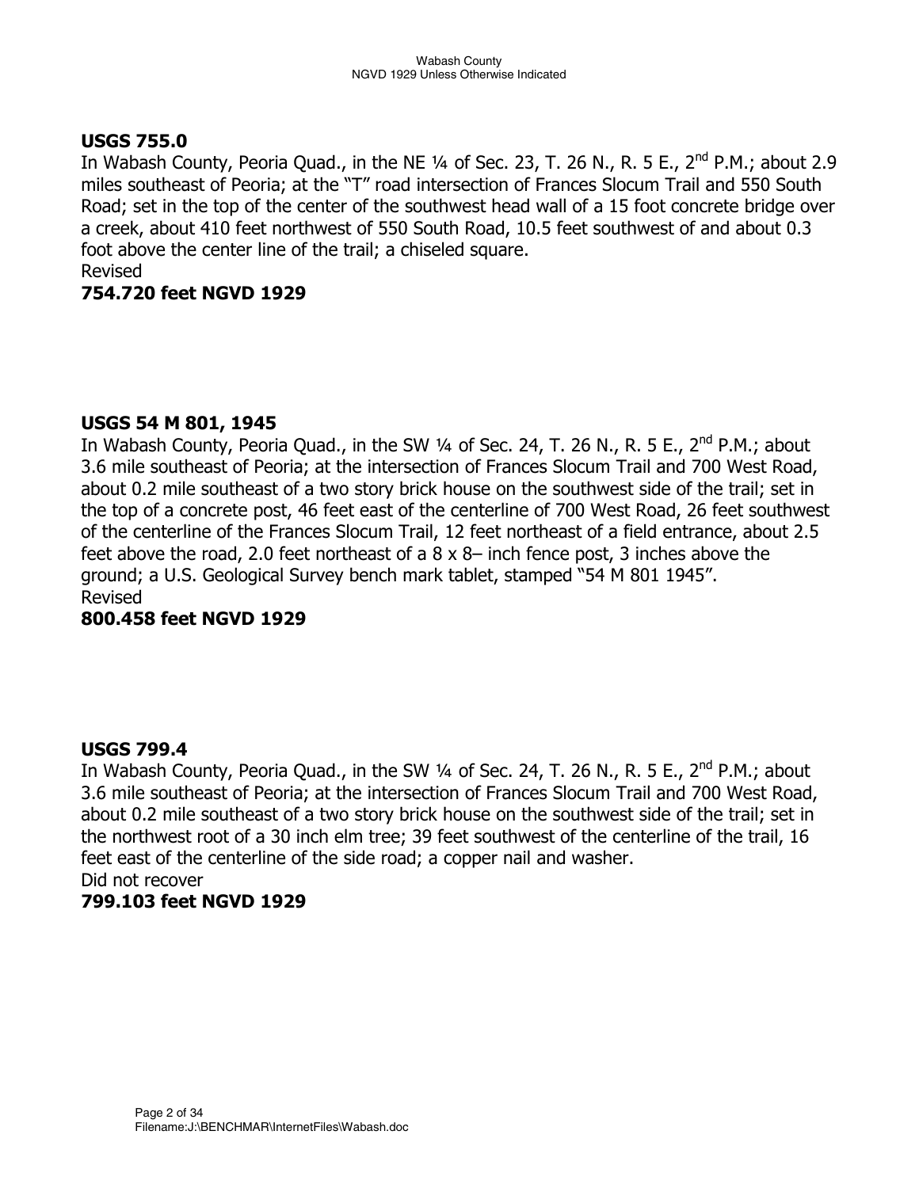**USGS 755.0**
In Wabash County, Peoria Quad., in the NE ¼ of Sec. 23, T. 26 N., R. 5 E., 2nd P.M.; about 2.9 miles southeast of Peoria; at the "T" road intersection of Frances Slocum Trail and 550 South Road; set in the top of the center of the southwest head wall of a 15 foot concrete bridge over a creek, about 410 feet northwest of 550 South Road, 10.5 feet southwest of and about 0.3 foot above the center line of the trail; a chiseled square.
Revised
**754.720 feet NGVD 1929**

**USGS 54 M 801, 1945**
In Wabash County, Peoria Quad., in the SW ¼ of Sec. 24, T. 26 N., R. 5 E., 2nd P.M.; about 3.6 mile southeast of Peoria; at the intersection of Frances Slocum Trail and 700 West Road, about 0.2 mile southeast of a two story brick house on the southwest side of the trail; set in the top of a concrete post, 46 feet east of the centerline of 700 West Road, 26 feet southwest of the centerline of the Frances Slocum Trail, 12 feet northeast of a field entrance, about 2.5 feet above the road, 2.0 feet northeast of a 8 x 8– inch fence post, 3 inches above the ground; a U.S. Geological Survey bench mark tablet, stamped "54 M 801 1945".
Revised
**800.458 feet NGVD 1929**

**USGS 799.4**
In Wabash County, Peoria Quad., in the SW ¼ of Sec. 24, T. 26 N., R. 5 E., 2nd P.M.; about 3.6 mile southeast of Peoria; at the intersection of Frances Slocum Trail and 700 West Road, about 0.2 mile southeast of a two story brick house on the southwest side of the trail; set in the northwest root of a 30 inch elm tree; 39 feet southwest of the centerline of the trail, 16 feet east of the centerline of the side road; a copper nail and washer.
Did not recover
**799.103 feet NGVD 1929**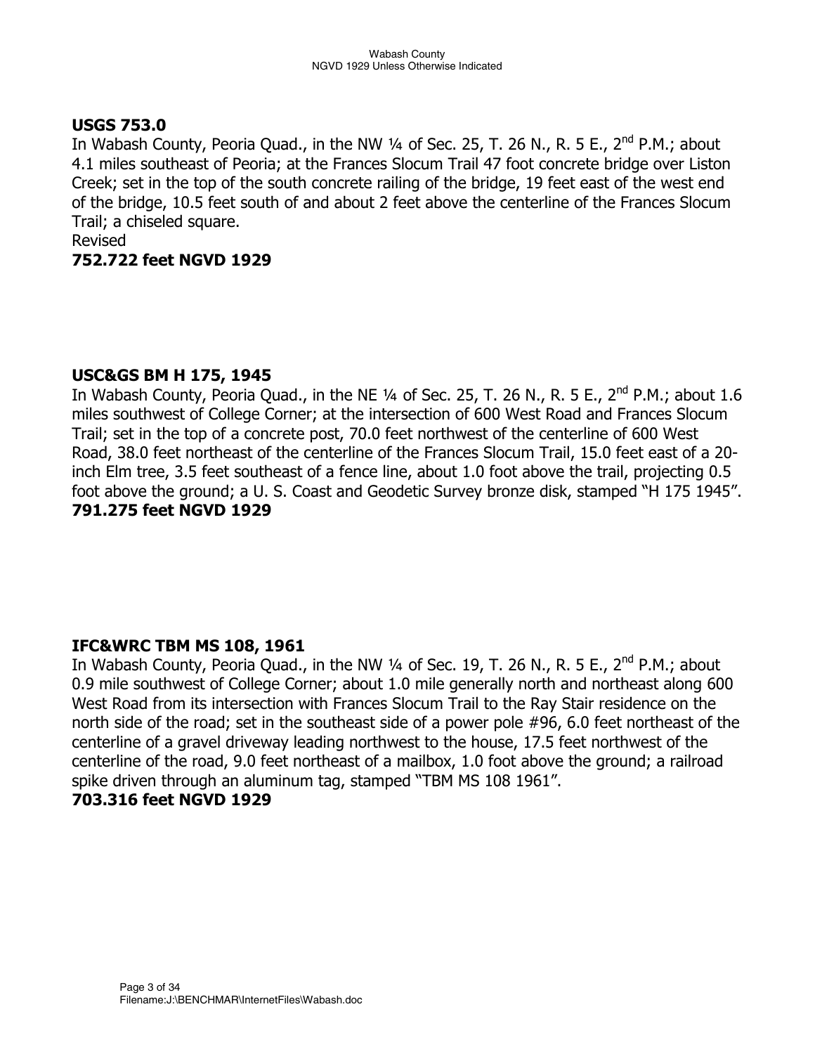**USGS 753.0**
In Wabash County, Peoria Quad., in the NW ¼ of Sec. 25, T. 26 N., R. 5 E., 2nd P.M.; about 4.1 miles southeast of Peoria; at the Frances Slocum Trail 47 foot concrete bridge over Liston Creek; set in the top of the south concrete railing of the bridge, 19 feet east of the west end of the bridge, 10.5 feet south of and about 2 feet above the centerline of the Frances Slocum Trail; a chiseled square.
Revised
**752.722 feet NGVD 1929**

**USC&GS BM H 175, 1945**
In Wabash County, Peoria Quad., in the NE ¼ of Sec. 25, T. 26 N., R. 5 E., 2nd P.M.; about 1.6 miles southwest of College Corner; at the intersection of 600 West Road and Frances Slocum Trail; set in the top of a concrete post, 70.0 feet northwest of the centerline of 600 West Road, 38.0 feet northeast of the centerline of the Frances Slocum Trail, 15.0 feet east of a 20-inch Elm tree, 3.5 feet southeast of a fence line, about 1.0 foot above the trail, projecting 0.5 foot above the ground; a U. S. Coast and Geodetic Survey bronze disk, stamped "H 175 1945".
**791.275 feet NGVD 1929**

**IFC&WRC TBM MS 108, 1961**
In Wabash County, Peoria Quad., in the NW ¼ of Sec. 19, T. 26 N., R. 5 E., 2nd P.M.; about 0.9 mile southwest of College Corner; about 1.0 mile generally north and northeast along 600 West Road from its intersection with Frances Slocum Trail to the Ray Stair residence on the north side of the road; set in the southeast side of a power pole #96, 6.0 feet northeast of the centerline of a gravel driveway leading northwest to the house, 17.5 feet northwest of the centerline of the road, 9.0 feet northeast of a mailbox, 1.0 foot above the ground; a railroad spike driven through an aluminum tag, stamped "TBM MS 108 1961".
**703.316 feet NGVD 1929**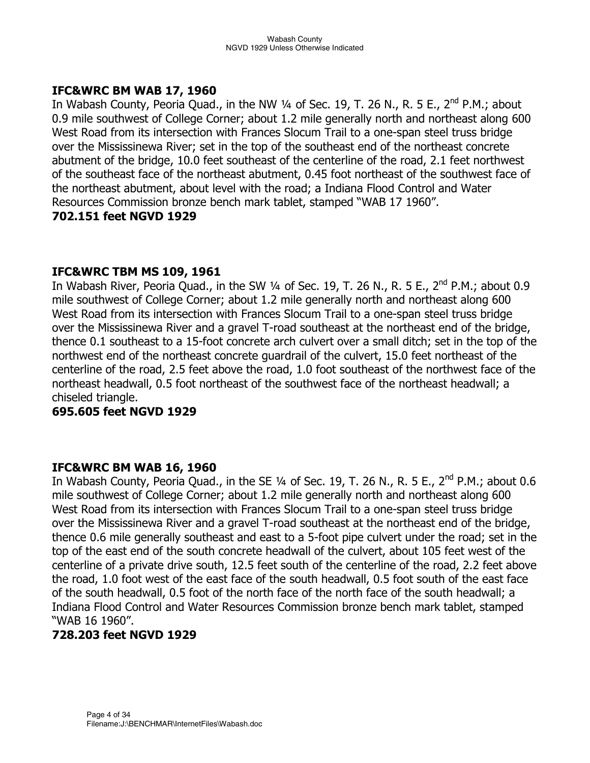### IFC&WRC BM WAB 17, 1960

In Wabash County, Peoria Quad., in the NW ¼ of Sec. 19, T. 26 N., R. 5 E., 2nd P.M.; about 0.9 mile southwest of College Corner; about 1.2 mile generally north and northeast along 600 West Road from its intersection with Frances Slocum Trail to a one-span steel truss bridge over the Mississinewa River; set in the top of the southeast end of the northeast concrete abutment of the bridge, 10.0 feet southeast of the centerline of the road, 2.1 feet northwest of the southeast face of the northeast abutment, 0.45 foot northeast of the southwest face of the northeast abutment, about level with the road; a Indiana Flood Control and Water Resources Commission bronze bench mark tablet, stamped "WAB 17 1960".

**702.151 feet NGVD 1929**

### IFC&WRC TBM MS 109, 1961

In Wabash River, Peoria Quad., in the SW ¼ of Sec. 19, T. 26 N., R. 5 E., 2nd P.M.; about 0.9 mile southwest of College Corner; about 1.2 mile generally north and northeast along 600 West Road from its intersection with Frances Slocum Trail to a one-span steel truss bridge over the Mississinewa River and a gravel T-road southeast at the northeast end of the bridge, thence 0.1 southeast to a 15-foot concrete arch culvert over a small ditch; set in the top of the northwest end of the northeast concrete guardrail of the culvert, 15.0 feet northeast of the centerline of the road, 2.5 feet above the road, 1.0 foot southeast of the northwest face of the northeast headwall, 0.5 foot northeast of the southwest face of the northeast headwall; a chiseled triangle.

**695.605 feet NGVD 1929**

### IFC&WRC BM WAB 16, 1960

In Wabash County, Peoria Quad., in the SE ¼ of Sec. 19, T. 26 N., R. 5 E., 2nd P.M.; about 0.6 mile southwest of College Corner; about 1.2 mile generally north and northeast along 600 West Road from its intersection with Frances Slocum Trail to a one-span steel truss bridge over the Mississinewa River and a gravel T-road southeast at the northeast end of the bridge, thence 0.6 mile generally southeast and east to a 5-foot pipe culvert under the road; set in the top of the east end of the south concrete headwall of the culvert, about 105 feet west of the centerline of a private drive south, 12.5 feet south of the centerline of the road, 2.2 feet above the road, 1.0 foot west of the east face of the south headwall, 0.5 foot south of the east face of the south headwall, 0.5 foot of the north face of the north face of the south headwall; a Indiana Flood Control and Water Resources Commission bronze bench mark tablet, stamped "WAB 16 1960".

**728.203 feet NGVD 1929**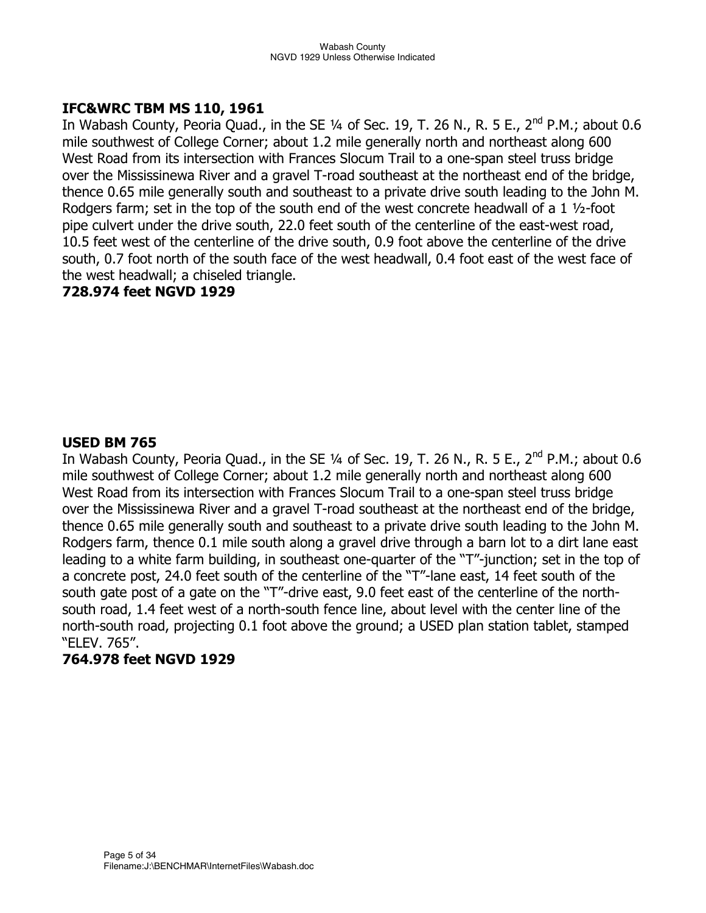**IFC&WRC TBM MS 110, 1961**

In Wabash County, Peoria Quad., in the SE ¼ of Sec. 19, T. 26 N., R. 5 E., 2nd P.M.; about 0.6 mile southwest of College Corner; about 1.2 mile generally north and northeast along 600 West Road from its intersection with Frances Slocum Trail to a one-span steel truss bridge over the Mississinewa River and a gravel T-road southeast at the northeast end of the bridge, thence 0.65 mile generally south and southeast to a private drive south leading to the John M. Rodgers farm; set in the top of the south end of the west concrete headwall of a 1 ½-foot pipe culvert under the drive south, 22.0 feet south of the centerline of the east-west road, 10.5 feet west of the centerline of the drive south, 0.9 foot above the centerline of the drive south, 0.7 foot north of the south face of the west headwall, 0.4 foot east of the west face of the west headwall; a chiseled triangle.

**728.974 feet NGVD 1929**

**USED BM 765**

In Wabash County, Peoria Quad., in the SE ¼ of Sec. 19, T. 26 N., R. 5 E., 2nd P.M.; about 0.6 mile southwest of College Corner; about 1.2 mile generally north and northeast along 600 West Road from its intersection with Frances Slocum Trail to a one-span steel truss bridge over the Mississinewa River and a gravel T-road southeast at the northeast end of the bridge, thence 0.65 mile generally south and southeast to a private drive south leading to the John M. Rodgers farm, thence 0.1 mile south along a gravel drive through a barn lot to a dirt lane east leading to a white farm building, in southeast one-quarter of the "T"-junction; set in the top of a concrete post, 24.0 feet south of the centerline of the "T"-lane east, 14 feet south of the south gate post of a gate on the "T"-drive east, 9.0 feet east of the centerline of the north-south road, 1.4 feet west of a north-south fence line, about level with the center line of the north-south road, projecting 0.1 foot above the ground; a USED plan station tablet, stamped "ELEV. 765".

**764.978 feet NGVD 1929**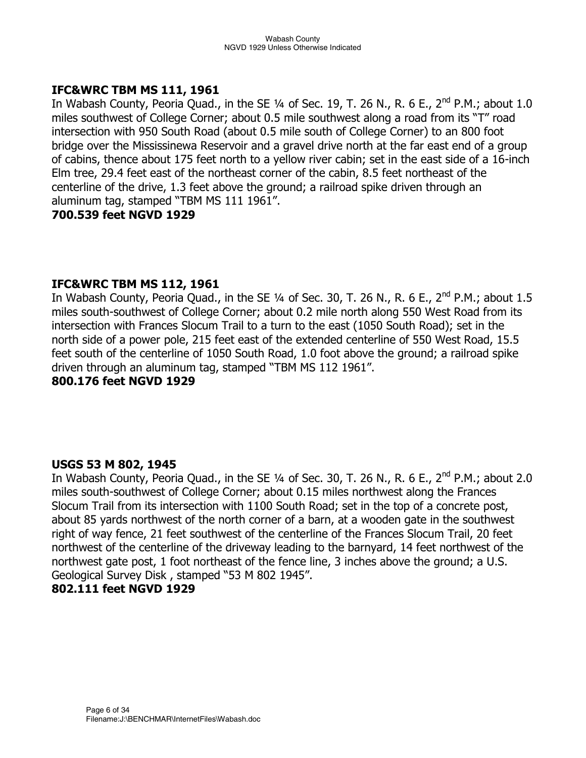**IFC&WRC TBM MS 111, 1961**

In Wabash County, Peoria Quad., in the SE ¼ of Sec. 19, T. 26 N., R. 6 E., 2nd P.M.; about 1.0 miles southwest of College Corner; about 0.5 mile southwest along a road from its "T" road intersection with 950 South Road (about 0.5 mile south of College Corner) to an 800 foot bridge over the Mississinewa Reservoir and a gravel drive north at the far east end of a group of cabins, thence about 175 feet north to a yellow river cabin; set in the east side of a 16-inch Elm tree, 29.4 feet east of the northeast corner of the cabin, 8.5 feet northeast of the centerline of the drive, 1.3 feet above the ground; a railroad spike driven through an aluminum tag, stamped "TBM MS 111 1961".

**700.539 feet NGVD 1929**

**IFC&WRC TBM MS 112, 1961**

In Wabash County, Peoria Quad., in the SE ¼ of Sec. 30, T. 26 N., R. 6 E., 2nd P.M.; about 1.5 miles south-southwest of College Corner; about 0.2 mile north along 550 West Road from its intersection with Frances Slocum Trail to a turn to the east (1050 South Road); set in the north side of a power pole, 215 feet east of the extended centerline of 550 West Road, 15.5 feet south of the centerline of 1050 South Road, 1.0 foot above the ground; a railroad spike driven through an aluminum tag, stamped "TBM MS 112 1961".

**800.176 feet NGVD 1929**

**USGS 53 M 802, 1945**

In Wabash County, Peoria Quad., in the SE ¼ of Sec. 30, T. 26 N., R. 6 E., 2nd P.M.; about 2.0 miles south-southwest of College Corner; about 0.15 miles northwest along the Frances Slocum Trail from its intersection with 1100 South Road; set in the top of a concrete post, about 85 yards northwest of the north corner of a barn, at a wooden gate in the southwest right of way fence, 21 feet southwest of the centerline of the Frances Slocum Trail, 20 feet northwest of the centerline of the driveway leading to the barnyard, 14 feet northwest of the northwest gate post, 1 foot northeast of the fence line, 3 inches above the ground; a U.S. Geological Survey Disk , stamped "53 M 802 1945".

**802.111 feet NGVD 1929**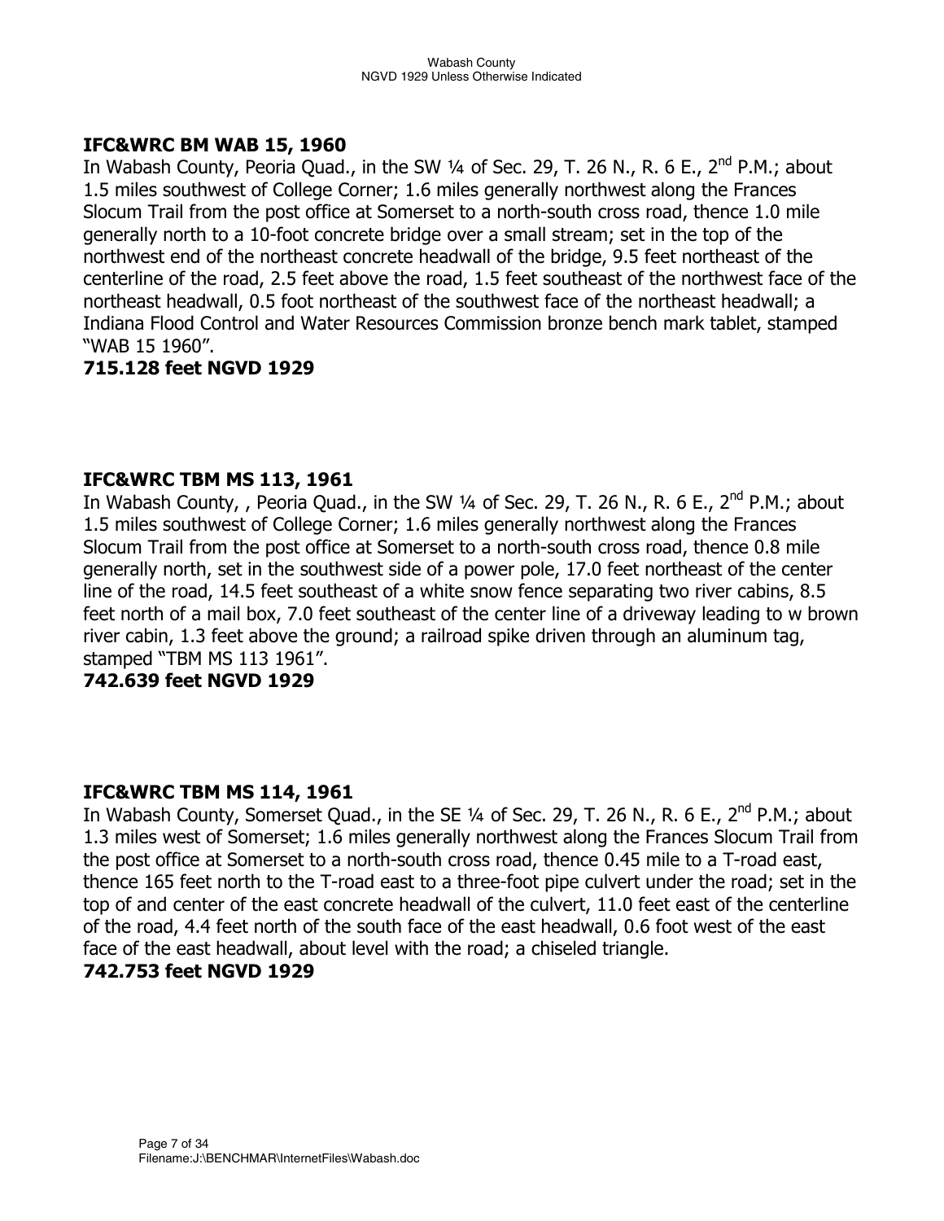**IFC&WRC BM WAB 15, 1960**
In Wabash County, Peoria Quad., in the SW ¼ of Sec. 29, T. 26 N., R. 6 E., 2nd P.M.; about 1.5 miles southwest of College Corner; 1.6 miles generally northwest along the Frances Slocum Trail from the post office at Somerset to a north-south cross road, thence 1.0 mile generally north to a 10-foot concrete bridge over a small stream; set in the top of the northwest end of the northeast concrete headwall of the bridge, 9.5 feet northeast of the centerline of the road, 2.5 feet above the road, 1.5 feet southeast of the northwest face of the northeast headwall, 0.5 foot northeast of the southwest face of the northeast headwall; a Indiana Flood Control and Water Resources Commission bronze bench mark tablet, stamped "WAB 15 1960".
**715.128 feet NGVD 1929**

**IFC&WRC TBM MS 113, 1961**
In Wabash County, , Peoria Quad., in the SW ¼ of Sec. 29, T. 26 N., R. 6 E., 2nd P.M.; about 1.5 miles southwest of College Corner; 1.6 miles generally northwest along the Frances Slocum Trail from the post office at Somerset to a north-south cross road, thence 0.8 mile generally north, set in the southwest side of a power pole, 17.0 feet northeast of the center line of the road, 14.5 feet southeast of a white snow fence separating two river cabins, 8.5 feet north of a mail box, 7.0 feet southeast of the center line of a driveway leading to w brown river cabin, 1.3 feet above the ground; a railroad spike driven through an aluminum tag, stamped "TBM MS 113 1961".
**742.639 feet NGVD 1929**

**IFC&WRC TBM MS 114, 1961**
In Wabash County, Somerset Quad., in the SE ¼ of Sec. 29, T. 26 N., R. 6 E., 2nd P.M.; about 1.3 miles west of Somerset; 1.6 miles generally northwest along the Frances Slocum Trail from the post office at Somerset to a north-south cross road, thence 0.45 mile to a T-road east, thence 165 feet north to the T-road east to a three-foot pipe culvert under the road; set in the top of and center of the east concrete headwall of the culvert, 11.0 feet east of the centerline of the road, 4.4 feet north of the south face of the east headwall, 0.6 foot west of the east face of the east headwall, about level with the road; a chiseled triangle.
**742.753 feet NGVD 1929**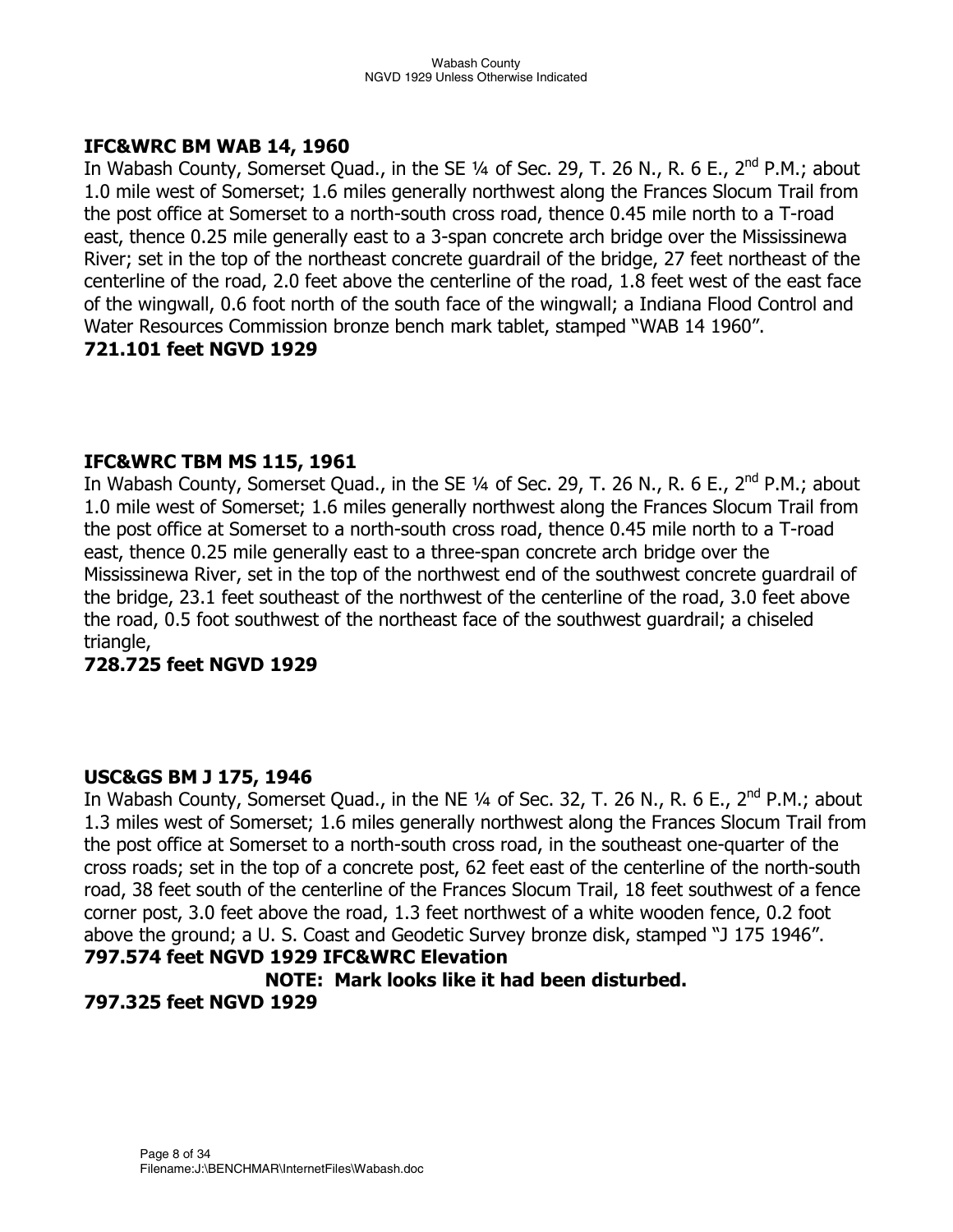**IFC&WRC BM WAB 14, 1960**

In Wabash County, Somerset Quad., in the SE ¼ of Sec. 29, T. 26 N., R. 6 E., 2nd P.M.; about 1.0 mile west of Somerset; 1.6 miles generally northwest along the Frances Slocum Trail from the post office at Somerset to a north-south cross road, thence 0.45 mile north to a T-road east, thence 0.25 mile generally east to a 3-span concrete arch bridge over the Mississinewa River; set in the top of the northeast concrete guardrail of the bridge, 27 feet northeast of the centerline of the road, 2.0 feet above the centerline of the road, 1.8 feet west of the east face of the wingwall, 0.6 foot north of the south face of the wingwall; a Indiana Flood Control and Water Resources Commission bronze bench mark tablet, stamped "WAB 14 1960".

**721.101 feet NGVD 1929**

**IFC&WRC TBM MS 115, 1961**

In Wabash County, Somerset Quad., in the SE ¼ of Sec. 29, T. 26 N., R. 6 E., 2nd P.M.; about 1.0 mile west of Somerset; 1.6 miles generally northwest along the Frances Slocum Trail from the post office at Somerset to a north-south cross road, thence 0.45 mile north to a T-road east, thence 0.25 mile generally east to a three-span concrete arch bridge over the Mississinewa River, set in the top of the northwest end of the southwest concrete guardrail of the bridge, 23.1 feet southeast of the northwest of the centerline of the road, 3.0 feet above the road, 0.5 foot southwest of the northeast face of the southwest guardrail; a chiseled triangle,

**728.725 feet NGVD 1929**

**USC&GS BM J 175, 1946**

In Wabash County, Somerset Quad., in the NE ¼ of Sec. 32, T. 26 N., R. 6 E., 2nd P.M.; about 1.3 miles west of Somerset; 1.6 miles generally northwest along the Frances Slocum Trail from the post office at Somerset to a north-south cross road, in the southeast one-quarter of the cross roads; set in the top of a concrete post, 62 feet east of the centerline of the north-south road, 38 feet south of the centerline of the Frances Slocum Trail, 18 feet southwest of a fence corner post, 3.0 feet above the road, 1.3 feet northwest of a white wooden fence, 0.2 foot above the ground; a U. S. Coast and Geodetic Survey bronze disk, stamped "J 175 1946".

**797.574 feet NGVD 1929 IFC&WRC Elevation**

**NOTE: Mark looks like it had been disturbed.**

**797.325 feet NGVD 1929**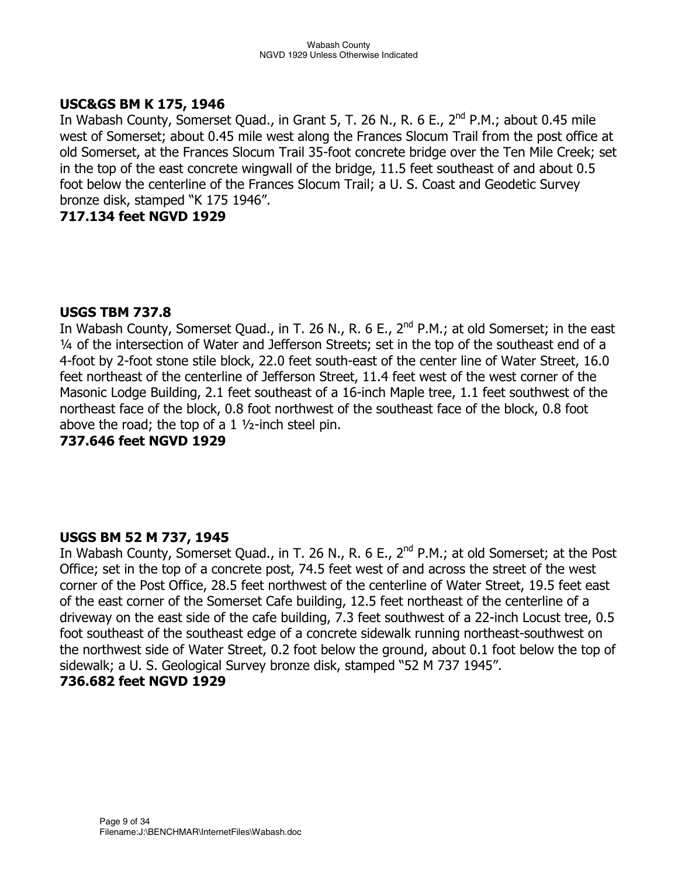**USC&GS BM K 175, 1946**

In Wabash County, Somerset Quad., in Grant 5, T. 26 N., R. 6 E., 2nd P.M.; about 0.45 mile west of Somerset; about 0.45 mile west along the Frances Slocum Trail from the post office at old Somerset, at the Frances Slocum Trail 35-foot concrete bridge over the Ten Mile Creek; set in the top of the east concrete wingwall of the bridge, 11.5 feet southeast of and about 0.5 foot below the centerline of the Frances Slocum Trail; a U. S. Coast and Geodetic Survey bronze disk, stamped "K 175 1946".

**717.134 feet NGVD 1929**

**USGS TBM 737.8**

In Wabash County, Somerset Quad., in T. 26 N., R. 6 E., 2nd P.M.; at old Somerset; in the east ¼ of the intersection of Water and Jefferson Streets; set in the top of the southeast end of a 4-foot by 2-foot stone stile block, 22.0 feet south-east of the center line of Water Street, 16.0 feet northeast of the centerline of Jefferson Street, 11.4 feet west of the west corner of the Masonic Lodge Building, 2.1 feet southeast of a 16-inch Maple tree, 1.1 feet southwest of the northeast face of the block, 0.8 foot northwest of the southeast face of the block, 0.8 foot above the road; the top of a 1 ½-inch steel pin.

**737.646 feet NGVD 1929**

**USGS BM 52 M 737, 1945**

In Wabash County, Somerset Quad., in T. 26 N., R. 6 E., 2nd P.M.; at old Somerset; at the Post Office; set in the top of a concrete post, 74.5 feet west of and across the street of the west corner of the Post Office, 28.5 feet northwest of the centerline of Water Street, 19.5 feet east of the east corner of the Somerset Cafe building, 12.5 feet northeast of the centerline of a driveway on the east side of the cafe building, 7.3 feet southwest of a 22-inch Locust tree, 0.5 foot southeast of the southeast edge of a concrete sidewalk running northeast-southwest on the northwest side of Water Street, 0.2 foot below the ground, about 0.1 foot below the top of sidewalk; a U. S. Geological Survey bronze disk, stamped "52 M 737 1945".

**736.682 feet NGVD 1929**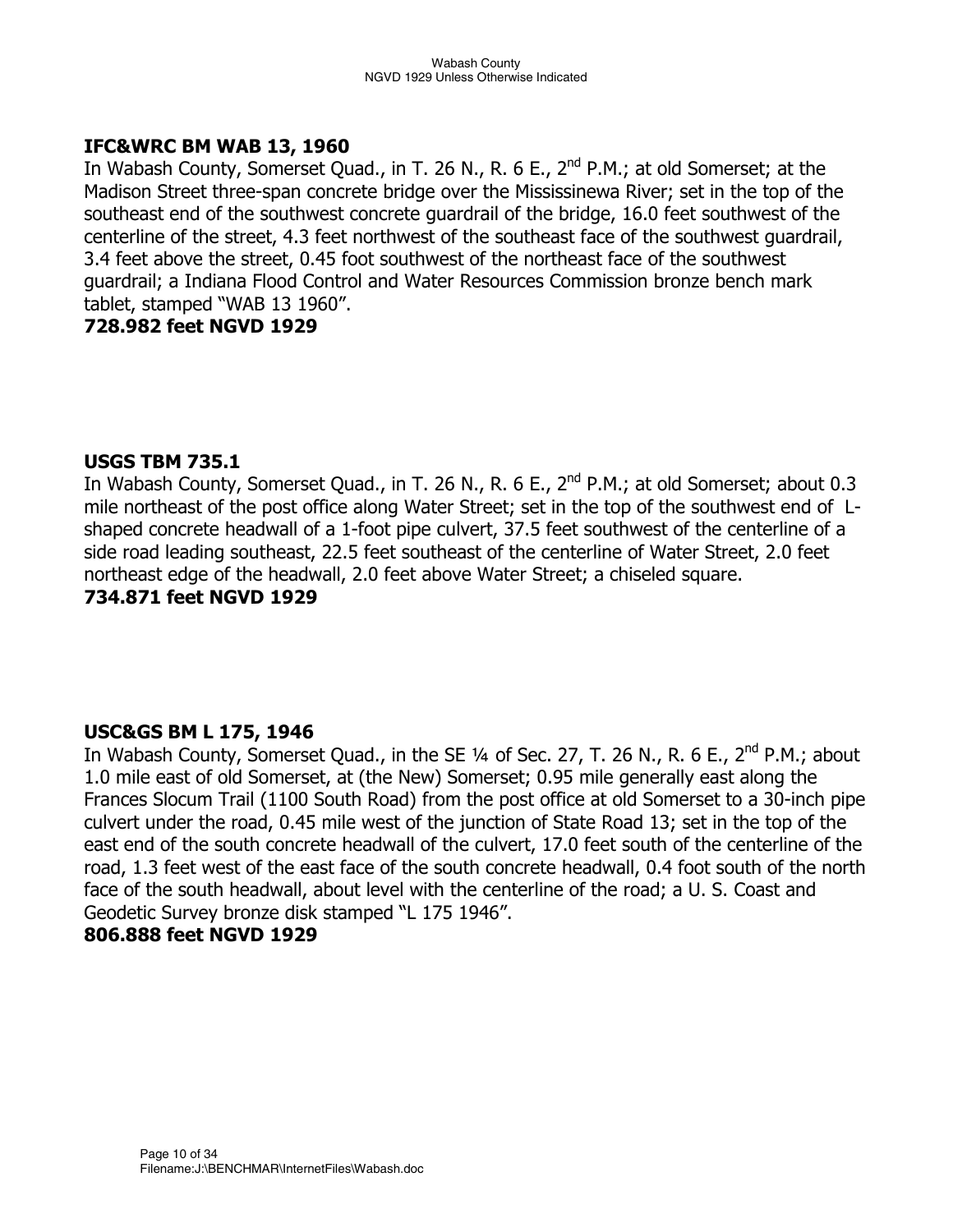### IFC&WRC BM WAB 13, 1960

In Wabash County, Somerset Quad., in T. 26 N., R. 6 E., 2nd P.M.; at old Somerset; at the Madison Street three-span concrete bridge over the Mississinewa River; set in the top of the southeast end of the southwest concrete guardrail of the bridge, 16.0 feet southwest of the centerline of the street, 4.3 feet northwest of the southeast face of the southwest guardrail, 3.4 feet above the street, 0.45 foot southwest of the northeast face of the southwest guardrail; a Indiana Flood Control and Water Resources Commission bronze bench mark tablet, stamped "WAB 13 1960".

**728.982 feet NGVD 1929**

### USGS TBM 735.1

In Wabash County, Somerset Quad., in T. 26 N., R. 6 E., 2nd P.M.; at old Somerset; about 0.3 mile northeast of the post office along Water Street; set in the top of the southwest end of L-shaped concrete headwall of a 1-foot pipe culvert, 37.5 feet southwest of the centerline of a side road leading southeast, 22.5 feet southeast of the centerline of Water Street, 2.0 feet northeast edge of the headwall, 2.0 feet above Water Street; a chiseled square.

**734.871 feet NGVD 1929**

### USC&GS BM L 175, 1946

In Wabash County, Somerset Quad., in the SE ¼ of Sec. 27, T. 26 N., R. 6 E., 2nd P.M.; about 1.0 mile east of old Somerset, at (the New) Somerset; 0.95 mile generally east along the Frances Slocum Trail (1100 South Road) from the post office at old Somerset to a 30-inch pipe culvert under the road, 0.45 mile west of the junction of State Road 13; set in the top of the east end of the south concrete headwall of the culvert, 17.0 feet south of the centerline of the road, 1.3 feet west of the east face of the south concrete headwall, 0.4 foot south of the north face of the south headwall, about level with the centerline of the road; a U. S. Coast and Geodetic Survey bronze disk stamped "L 175 1946".

**806.888 feet NGVD 1929**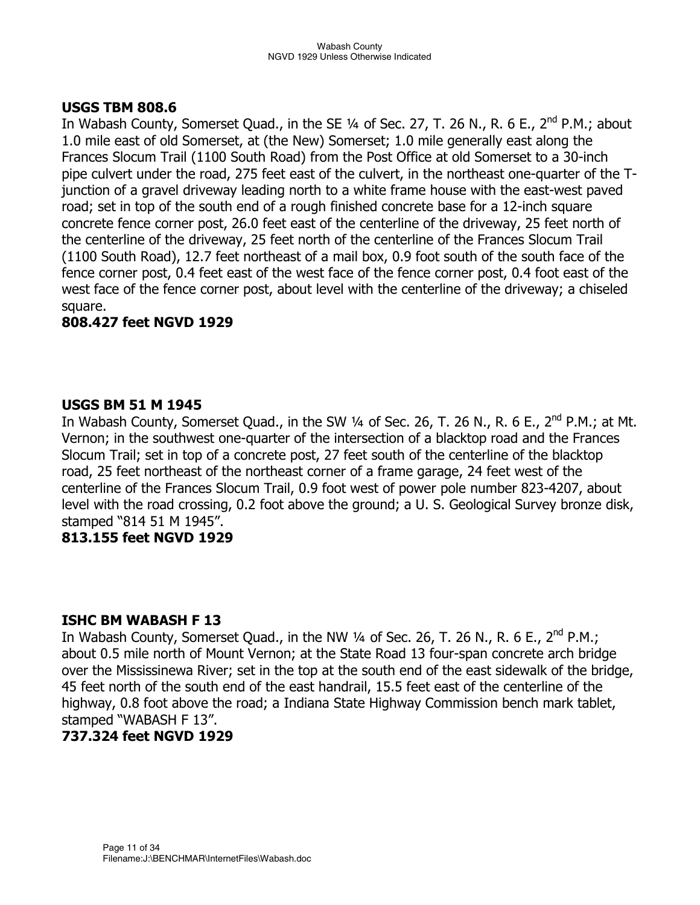**USGS TBM 808.6**

In Wabash County, Somerset Quad., in the SE ¼ of Sec. 27, T. 26 N., R. 6 E., 2nd P.M.; about 1.0 mile east of old Somerset, at (the New) Somerset; 1.0 mile generally east along the Frances Slocum Trail (1100 South Road) from the Post Office at old Somerset to a 30-inch pipe culvert under the road, 275 feet east of the culvert, in the northeast one-quarter of the T-junction of a gravel driveway leading north to a white frame house with the east-west paved road; set in top of the south end of a rough finished concrete base for a 12-inch square concrete fence corner post, 26.0 feet east of the centerline of the driveway, 25 feet north of the centerline of the driveway, 25 feet north of the centerline of the Frances Slocum Trail (1100 South Road), 12.7 feet northeast of a mail box, 0.9 foot south of the south face of the fence corner post, 0.4 feet east of the west face of the fence corner post, 0.4 foot east of the west face of the fence corner post, about level with the centerline of the driveway; a chiseled square.

**808.427 feet NGVD 1929**

**USGS BM 51 M 1945**

In Wabash County, Somerset Quad., in the SW ¼ of Sec. 26, T. 26 N., R. 6 E., 2nd P.M.; at Mt. Vernon; in the southwest one-quarter of the intersection of a blacktop road and the Frances Slocum Trail; set in top of a concrete post, 27 feet south of the centerline of the blacktop road, 25 feet northeast of the northeast corner of a frame garage, 24 feet west of the centerline of the Frances Slocum Trail, 0.9 foot west of power pole number 823-4207, about level with the road crossing, 0.2 foot above the ground; a U. S. Geological Survey bronze disk, stamped "814 51 M 1945".

**813.155 feet NGVD 1929**

**ISHC BM WABASH F 13**

In Wabash County, Somerset Quad., in the NW ¼ of Sec. 26, T. 26 N., R. 6 E., 2nd P.M.; about 0.5 mile north of Mount Vernon; at the State Road 13 four-span concrete arch bridge over the Mississinewa River; set in the top at the south end of the east sidewalk of the bridge, 45 feet north of the south end of the east handrail, 15.5 feet east of the centerline of the highway, 0.8 foot above the road; a Indiana State Highway Commission bench mark tablet, stamped "WABASH F 13".

**737.324 feet NGVD 1929**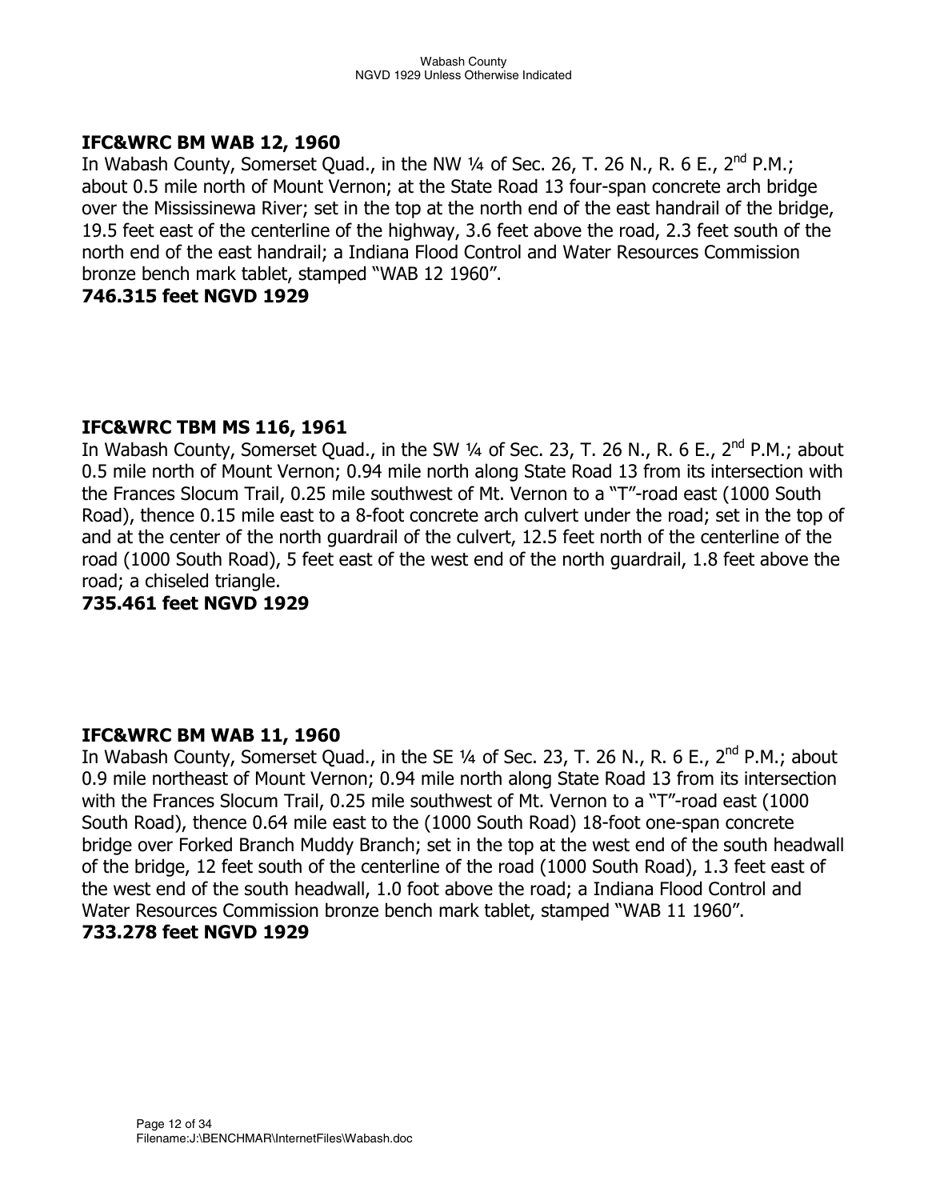**IFC&WRC BM WAB 12, 1960**

In Wabash County, Somerset Quad., in the NW ¼ of Sec. 26, T. 26 N., R. 6 E., 2nd P.M.; about 0.5 mile north of Mount Vernon; at the State Road 13 four-span concrete arch bridge over the Mississinewa River; set in the top at the north end of the east handrail of the bridge, 19.5 feet east of the centerline of the highway, 3.6 feet above the road, 2.3 feet south of the north end of the east handrail; a Indiana Flood Control and Water Resources Commission bronze bench mark tablet, stamped "WAB 12 1960".

**746.315 feet NGVD 1929**

**IFC&WRC TBM MS 116, 1961**

In Wabash County, Somerset Quad., in the SW ¼ of Sec. 23, T. 26 N., R. 6 E., 2nd P.M.; about 0.5 mile north of Mount Vernon; 0.94 mile north along State Road 13 from its intersection with the Frances Slocum Trail, 0.25 mile southwest of Mt. Vernon to a "T"-road east (1000 South Road), thence 0.15 mile east to a 8-foot concrete arch culvert under the road; set in the top of and at the center of the north guardrail of the culvert, 12.5 feet north of the centerline of the road (1000 South Road), 5 feet east of the west end of the north guardrail, 1.8 feet above the road; a chiseled triangle.

**735.461 feet NGVD 1929**

**IFC&WRC BM WAB 11, 1960**

In Wabash County, Somerset Quad., in the SE ¼ of Sec. 23, T. 26 N., R. 6 E., 2nd P.M.; about 0.9 mile northeast of Mount Vernon; 0.94 mile north along State Road 13 from its intersection with the Frances Slocum Trail, 0.25 mile southwest of Mt. Vernon to a "T"-road east (1000 South Road), thence 0.64 mile east to the (1000 South Road) 18-foot one-span concrete bridge over Forked Branch Muddy Branch; set in the top at the west end of the south headwall of the bridge, 12 feet south of the centerline of the road (1000 South Road), 1.3 feet east of the west end of the south headwall, 1.0 foot above the road; a Indiana Flood Control and Water Resources Commission bronze bench mark tablet, stamped "WAB 11 1960".

**733.278 feet NGVD 1929**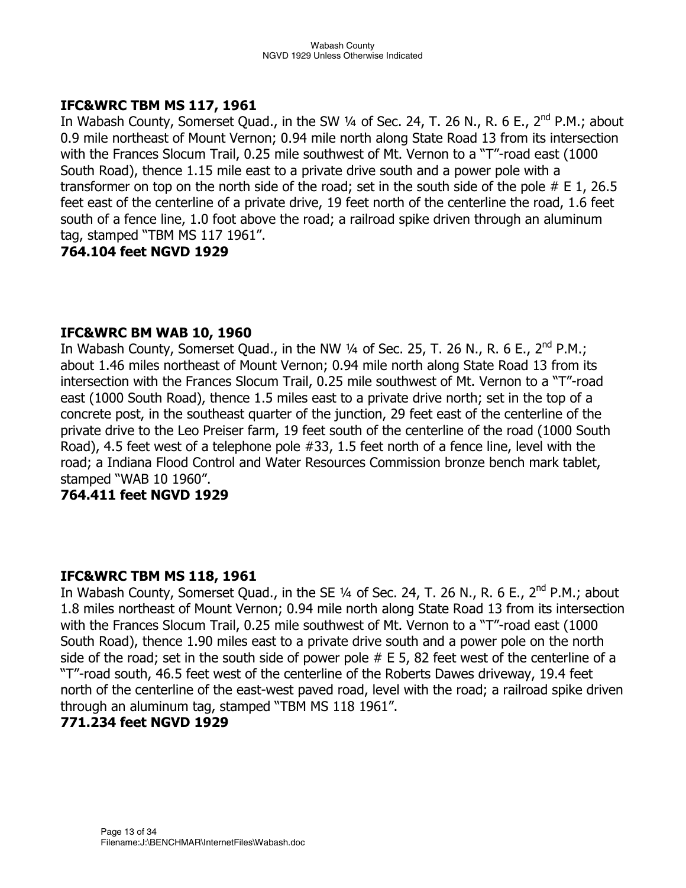## IFC&WRC TBM MS 117, 1961

In Wabash County, Somerset Quad., in the SW ¼ of Sec. 24, T. 26 N., R. 6 E., 2nd P.M.; about 0.9 mile northeast of Mount Vernon; 0.94 mile north along State Road 13 from its intersection with the Frances Slocum Trail, 0.25 mile southwest of Mt. Vernon to a "T"-road east (1000 South Road), thence 1.15 mile east to a private drive south and a power pole with a transformer on top on the north side of the road; set in the south side of the pole # E 1, 26.5 feet east of the centerline of a private drive, 19 feet north of the centerline the road, 1.6 feet south of a fence line, 1.0 foot above the road; a railroad spike driven through an aluminum tag, stamped "TBM MS 117 1961".

**764.104 feet NGVD 1929**

## IFC&WRC BM WAB 10, 1960

In Wabash County, Somerset Quad., in the NW ¼ of Sec. 25, T. 26 N., R. 6 E., 2nd P.M.; about 1.46 miles northeast of Mount Vernon; 0.94 mile north along State Road 13 from its intersection with the Frances Slocum Trail, 0.25 mile southwest of Mt. Vernon to a "T"-road east (1000 South Road), thence 1.5 miles east to a private drive north; set in the top of a concrete post, in the southeast quarter of the junction, 29 feet east of the centerline of the private drive to the Leo Preiser farm, 19 feet south of the centerline of the road (1000 South Road), 4.5 feet west of a telephone pole #33, 1.5 feet north of a fence line, level with the road; a Indiana Flood Control and Water Resources Commission bronze bench mark tablet, stamped "WAB 10 1960".

**764.411 feet NGVD 1929**

## IFC&WRC TBM MS 118, 1961

In Wabash County, Somerset Quad., in the SE ¼ of Sec. 24, T. 26 N., R. 6 E., 2nd P.M.; about 1.8 miles northeast of Mount Vernon; 0.94 mile north along State Road 13 from its intersection with the Frances Slocum Trail, 0.25 mile southwest of Mt. Vernon to a "T"-road east (1000 South Road), thence 1.90 miles east to a private drive south and a power pole on the north side of the road; set in the south side of power pole # E 5, 82 feet west of the centerline of a "T"-road south, 46.5 feet west of the centerline of the Roberts Dawes driveway, 19.4 feet north of the centerline of the east-west paved road, level with the road; a railroad spike driven through an aluminum tag, stamped "TBM MS 118 1961".

**771.234 feet NGVD 1929**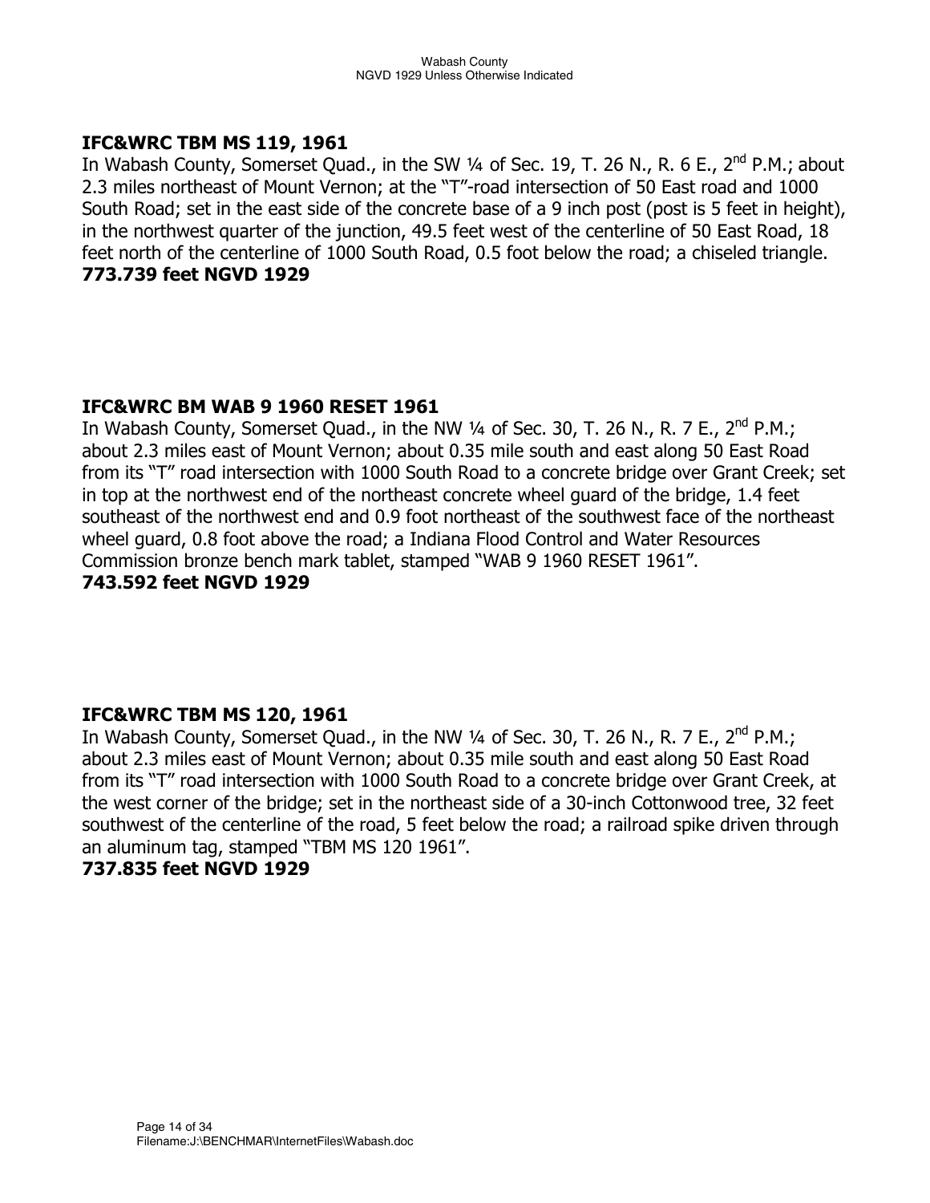**IFC&WRC TBM MS 119, 1961**

In Wabash County, Somerset Quad., in the SW ¼ of Sec. 19, T. 26 N., R. 6 E., 2nd P.M.; about 2.3 miles northeast of Mount Vernon; at the "T"-road intersection of 50 East road and 1000 South Road; set in the east side of the concrete base of a 9 inch post (post is 5 feet in height), in the northwest quarter of the junction, 49.5 feet west of the centerline of 50 East Road, 18 feet north of the centerline of 1000 South Road, 0.5 foot below the road; a chiseled triangle.

**773.739 feet NGVD 1929**

**IFC&WRC BM WAB 9 1960 RESET 1961**

In Wabash County, Somerset Quad., in the NW ¼ of Sec. 30, T. 26 N., R. 7 E., 2nd P.M.; about 2.3 miles east of Mount Vernon; about 0.35 mile south and east along 50 East Road from its "T" road intersection with 1000 South Road to a concrete bridge over Grant Creek; set in top at the northwest end of the northeast concrete wheel guard of the bridge, 1.4 feet southeast of the northwest end and 0.9 foot northeast of the southwest face of the northeast wheel guard, 0.8 foot above the road; a Indiana Flood Control and Water Resources Commission bronze bench mark tablet, stamped "WAB 9 1960 RESET 1961".

**743.592 feet NGVD 1929**

**IFC&WRC TBM MS 120, 1961**

In Wabash County, Somerset Quad., in the NW ¼ of Sec. 30, T. 26 N., R. 7 E., 2nd P.M.; about 2.3 miles east of Mount Vernon; about 0.35 mile south and east along 50 East Road from its "T" road intersection with 1000 South Road to a concrete bridge over Grant Creek, at the west corner of the bridge; set in the northeast side of a 30-inch Cottonwood tree, 32 feet southwest of the centerline of the road, 5 feet below the road; a railroad spike driven through an aluminum tag, stamped "TBM MS 120 1961".

**737.835 feet NGVD 1929**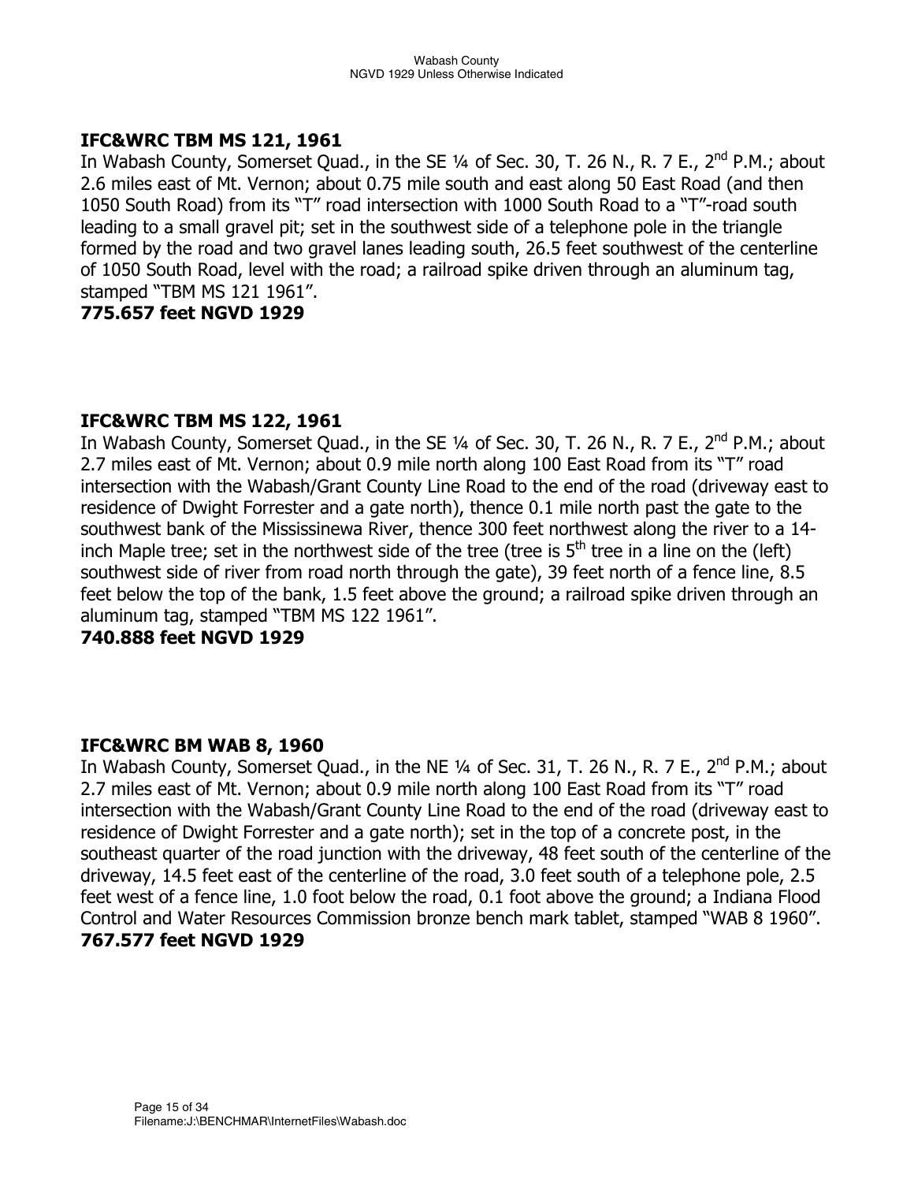**IFC&WRC TBM MS 121, 1961**

In Wabash County, Somerset Quad., in the SE ¼ of Sec. 30, T. 26 N., R. 7 E., 2nd P.M.; about 2.6 miles east of Mt. Vernon; about 0.75 mile south and east along 50 East Road (and then 1050 South Road) from its "T" road intersection with 1000 South Road to a "T"-road south leading to a small gravel pit; set in the southwest side of a telephone pole in the triangle formed by the road and two gravel lanes leading south, 26.5 feet southwest of the centerline of 1050 South Road, level with the road; a railroad spike driven through an aluminum tag, stamped "TBM MS 121 1961".

**775.657 feet NGVD 1929**

**IFC&WRC TBM MS 122, 1961**

In Wabash County, Somerset Quad., in the SE ¼ of Sec. 30, T. 26 N., R. 7 E., 2nd P.M.; about 2.7 miles east of Mt. Vernon; about 0.9 mile north along 100 East Road from its "T" road intersection with the Wabash/Grant County Line Road to the end of the road (driveway east to residence of Dwight Forrester and a gate north), thence 0.1 mile north past the gate to the southwest bank of the Mississinewa River, thence 300 feet northwest along the river to a 14-inch Maple tree; set in the northwest side of the tree (tree is 5th tree in a line on the (left) southwest side of river from road north through the gate), 39 feet north of a fence line, 8.5 feet below the top of the bank, 1.5 feet above the ground; a railroad spike driven through an aluminum tag, stamped "TBM MS 122 1961".

**740.888 feet NGVD 1929**

**IFC&WRC BM WAB 8, 1960**

In Wabash County, Somerset Quad., in the NE ¼ of Sec. 31, T. 26 N., R. 7 E., 2nd P.M.; about 2.7 miles east of Mt. Vernon; about 0.9 mile north along 100 East Road from its "T" road intersection with the Wabash/Grant County Line Road to the end of the road (driveway east to residence of Dwight Forrester and a gate north); set in the top of a concrete post, in the southeast quarter of the road junction with the driveway, 48 feet south of the centerline of the driveway, 14.5 feet east of the centerline of the road, 3.0 feet south of a telephone pole, 2.5 feet west of a fence line, 1.0 foot below the road, 0.1 foot above the ground; a Indiana Flood Control and Water Resources Commission bronze bench mark tablet, stamped "WAB 8 1960".

**767.577 feet NGVD 1929**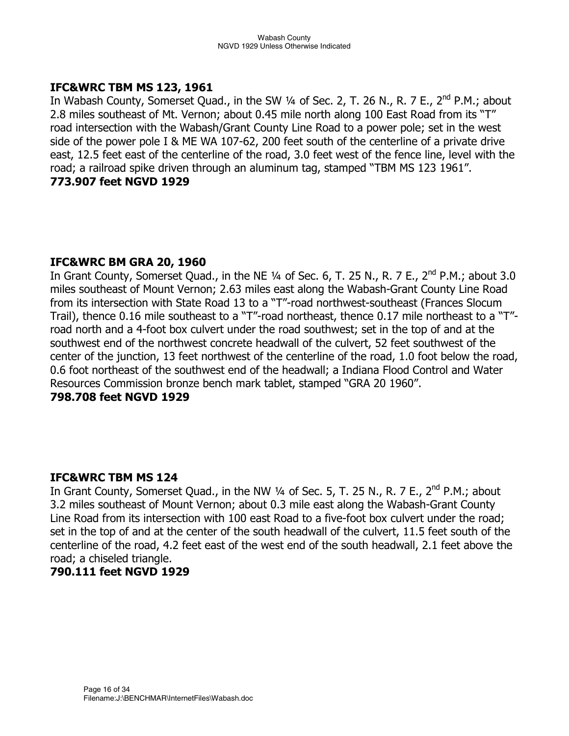**IFC&WRC TBM MS 123, 1961**
In Wabash County, Somerset Quad., in the SW ¼ of Sec. 2, T. 26 N., R. 7 E., 2nd P.M.; about 2.8 miles southeast of Mt. Vernon; about 0.45 mile north along 100 East Road from its "T" road intersection with the Wabash/Grant County Line Road to a power pole; set in the west side of the power pole I & ME WA 107-62, 200 feet south of the centerline of a private drive east, 12.5 feet east of the centerline of the road, 3.0 feet west of the fence line, level with the road; a railroad spike driven through an aluminum tag, stamped "TBM MS 123 1961".
**773.907 feet NGVD 1929**

**IFC&WRC BM GRA 20, 1960**
In Grant County, Somerset Quad., in the NE ¼ of Sec. 6, T. 25 N., R. 7 E., 2nd P.M.; about 3.0 miles southeast of Mount Vernon; 2.63 miles east along the Wabash-Grant County Line Road from its intersection with State Road 13 to a "T"-road northwest-southeast (Frances Slocum Trail), thence 0.16 mile southeast to a "T"-road northeast, thence 0.17 mile northeast to a "T"-road north and a 4-foot box culvert under the road southwest; set in the top of and at the southwest end of the northwest concrete headwall of the culvert, 52 feet southwest of the center of the junction, 13 feet northwest of the centerline of the road, 1.0 foot below the road, 0.6 foot northeast of the southwest end of the headwall; a Indiana Flood Control and Water Resources Commission bronze bench mark tablet, stamped "GRA 20 1960".
**798.708 feet NGVD 1929**

**IFC&WRC TBM MS 124**
In Grant County, Somerset Quad., in the NW ¼ of Sec. 5, T. 25 N., R. 7 E., 2nd P.M.; about 3.2 miles southeast of Mount Vernon; about 0.3 mile east along the Wabash-Grant County Line Road from its intersection with 100 east Road to a five-foot box culvert under the road; set in the top of and at the center of the south headwall of the culvert, 11.5 feet south of the centerline of the road, 4.2 feet east of the west end of the south headwall, 2.1 feet above the road; a chiseled triangle.
**790.111 feet NGVD 1929**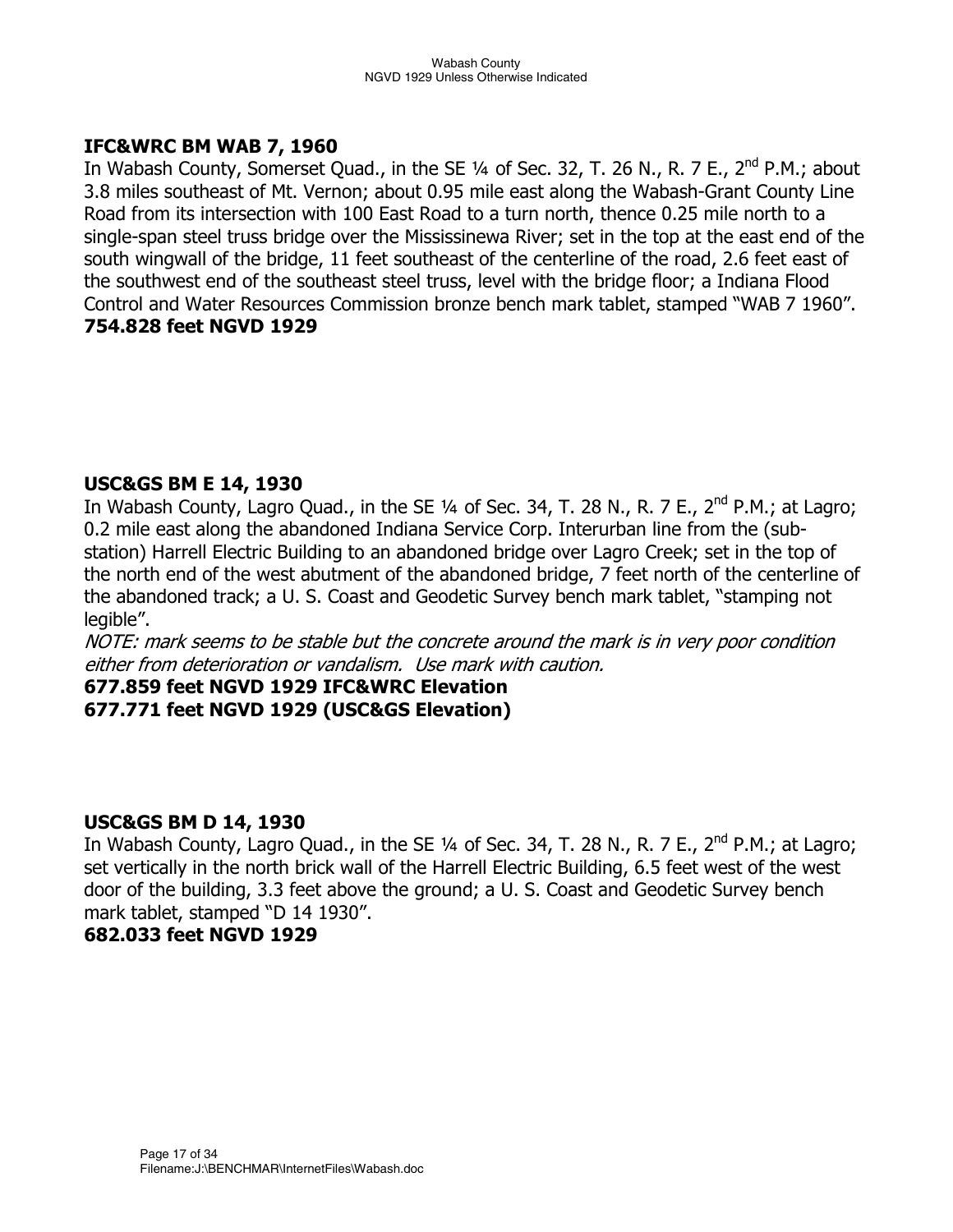**IFC&WRC BM WAB 7, 1960**

In Wabash County, Somerset Quad., in the SE ¼ of Sec. 32, T. 26 N., R. 7 E., 2nd P.M.; about 3.8 miles southeast of Mt. Vernon; about 0.95 mile east along the Wabash-Grant County Line Road from its intersection with 100 East Road to a turn north, thence 0.25 mile north to a single-span steel truss bridge over the Mississinewa River; set in the top at the east end of the south wingwall of the bridge, 11 feet southeast of the centerline of the road, 2.6 feet east of the southwest end of the southeast steel truss, level with the bridge floor; a Indiana Flood Control and Water Resources Commission bronze bench mark tablet, stamped "WAB 7 1960".

**754.828 feet NGVD 1929**

**USC&GS BM E 14, 1930**

In Wabash County, Lagro Quad., in the SE ¼ of Sec. 34, T. 28 N., R. 7 E., 2nd P.M.; at Lagro; 0.2 mile east along the abandoned Indiana Service Corp. Interurban line from the (sub-station) Harrell Electric Building to an abandoned bridge over Lagro Creek; set in the top of the north end of the west abutment of the abandoned bridge, 7 feet north of the centerline of the abandoned track; a U. S. Coast and Geodetic Survey bench mark tablet, "stamping not legible".

*NOTE: mark seems to be stable but the concrete around the mark is in very poor condition either from deterioration or vandalism. Use mark with caution.*

**677.859 feet NGVD 1929 IFC&WRC Elevation**

**677.771 feet NGVD 1929 (USC&GS Elevation)**

**USC&GS BM D 14, 1930**

In Wabash County, Lagro Quad., in the SE ¼ of Sec. 34, T. 28 N., R. 7 E., 2nd P.M.; at Lagro; set vertically in the north brick wall of the Harrell Electric Building, 6.5 feet west of the west door of the building, 3.3 feet above the ground; a U. S. Coast and Geodetic Survey bench mark tablet, stamped "D 14 1930".

**682.033 feet NGVD 1929**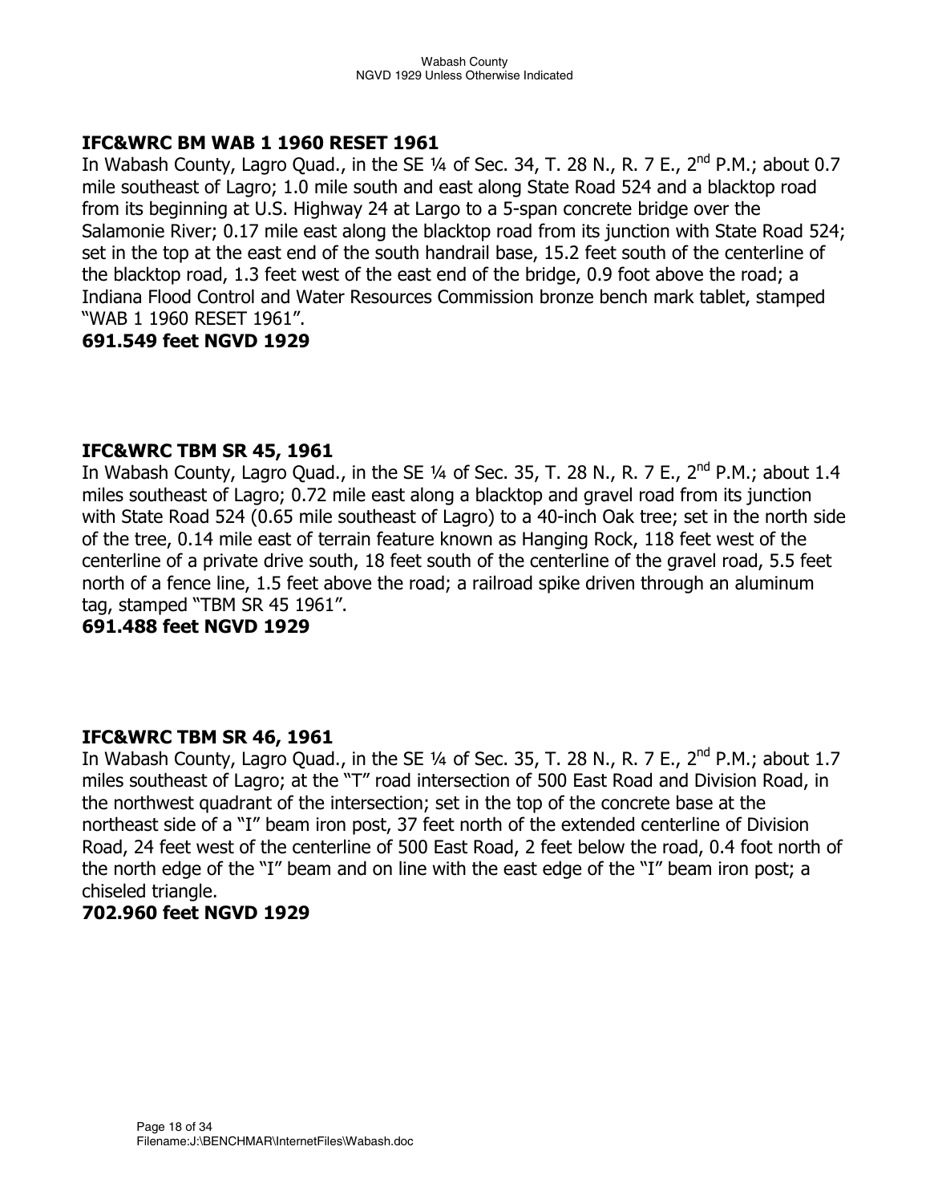**IFC&WRC BM WAB 1 1960 RESET 1961**

In Wabash County, Lagro Quad., in the SE ¼ of Sec. 34, T. 28 N., R. 7 E., 2nd P.M.; about 0.7 mile southeast of Lagro; 1.0 mile south and east along State Road 524 and a blacktop road from its beginning at U.S. Highway 24 at Largo to a 5-span concrete bridge over the Salamonie River; 0.17 mile east along the blacktop road from its junction with State Road 524; set in the top at the east end of the south handrail base, 15.2 feet south of the centerline of the blacktop road, 1.3 feet west of the east end of the bridge, 0.9 foot above the road; a Indiana Flood Control and Water Resources Commission bronze bench mark tablet, stamped "WAB 1 1960 RESET 1961".

**691.549 feet NGVD 1929**

**IFC&WRC TBM SR 45, 1961**

In Wabash County, Lagro Quad., in the SE ¼ of Sec. 35, T. 28 N., R. 7 E., 2nd P.M.; about 1.4 miles southeast of Lagro; 0.72 mile east along a blacktop and gravel road from its junction with State Road 524 (0.65 mile southeast of Lagro) to a 40-inch Oak tree; set in the north side of the tree, 0.14 mile east of terrain feature known as Hanging Rock, 118 feet west of the centerline of a private drive south, 18 feet south of the centerline of the gravel road, 5.5 feet north of a fence line, 1.5 feet above the road; a railroad spike driven through an aluminum tag, stamped "TBM SR 45 1961".

**691.488 feet NGVD 1929**

**IFC&WRC TBM SR 46, 1961**

In Wabash County, Lagro Quad., in the SE ¼ of Sec. 35, T. 28 N., R. 7 E., 2nd P.M.; about 1.7 miles southeast of Lagro; at the "T" road intersection of 500 East Road and Division Road, in the northwest quadrant of the intersection; set in the top of the concrete base at the northeast side of a "I" beam iron post, 37 feet north of the extended centerline of Division Road, 24 feet west of the centerline of 500 East Road, 2 feet below the road, 0.4 foot north of the north edge of the "I" beam and on line with the east edge of the "I" beam iron post; a chiseled triangle.

**702.960 feet NGVD 1929**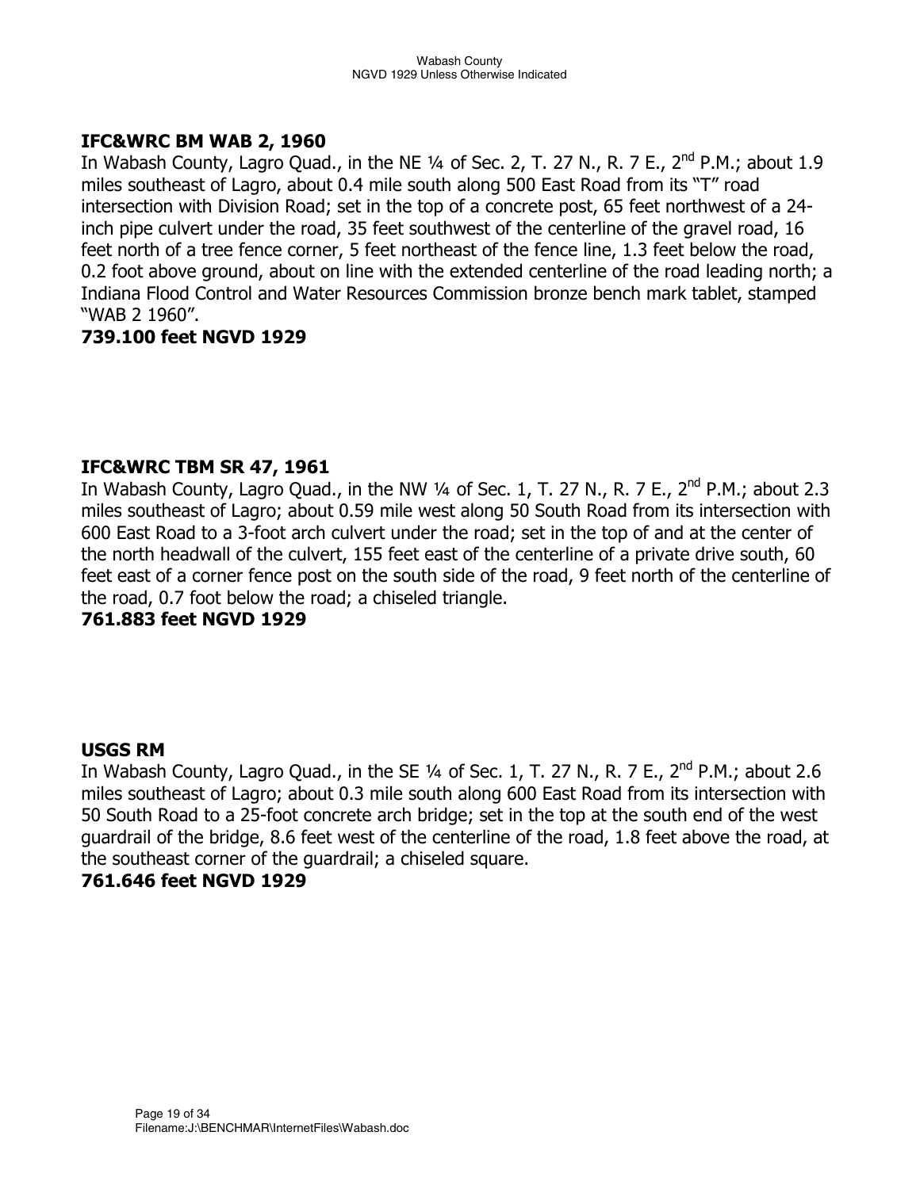**IFC&WRC BM WAB 2, 1960**

In Wabash County, Lagro Quad., in the NE ¼ of Sec. 2, T. 27 N., R. 7 E., 2nd P.M.; about 1.9 miles southeast of Lagro, about 0.4 mile south along 500 East Road from its "T" road intersection with Division Road; set in the top of a concrete post, 65 feet northwest of a 24-inch pipe culvert under the road, 35 feet southwest of the centerline of the gravel road, 16 feet north of a tree fence corner, 5 feet northeast of the fence line, 1.3 feet below the road, 0.2 foot above ground, about on line with the extended centerline of the road leading north; a Indiana Flood Control and Water Resources Commission bronze bench mark tablet, stamped "WAB 2 1960".

**739.100 feet NGVD 1929**

**IFC&WRC TBM SR 47, 1961**

In Wabash County, Lagro Quad., in the NW ¼ of Sec. 1, T. 27 N., R. 7 E., 2nd P.M.; about 2.3 miles southeast of Lagro; about 0.59 mile west along 50 South Road from its intersection with 600 East Road to a 3-foot arch culvert under the road; set in the top of and at the center of the north headwall of the culvert, 155 feet east of the centerline of a private drive south, 60 feet east of a corner fence post on the south side of the road, 9 feet north of the centerline of the road, 0.7 foot below the road; a chiseled triangle.

**761.883 feet NGVD 1929**

**USGS RM**

In Wabash County, Lagro Quad., in the SE ¼ of Sec. 1, T. 27 N., R. 7 E., 2nd P.M.; about 2.6 miles southeast of Lagro; about 0.3 mile south along 600 East Road from its intersection with 50 South Road to a 25-foot concrete arch bridge; set in the top at the south end of the west guardrail of the bridge, 8.6 feet west of the centerline of the road, 1.8 feet above the road, at the southeast corner of the guardrail; a chiseled square.

**761.646 feet NGVD 1929**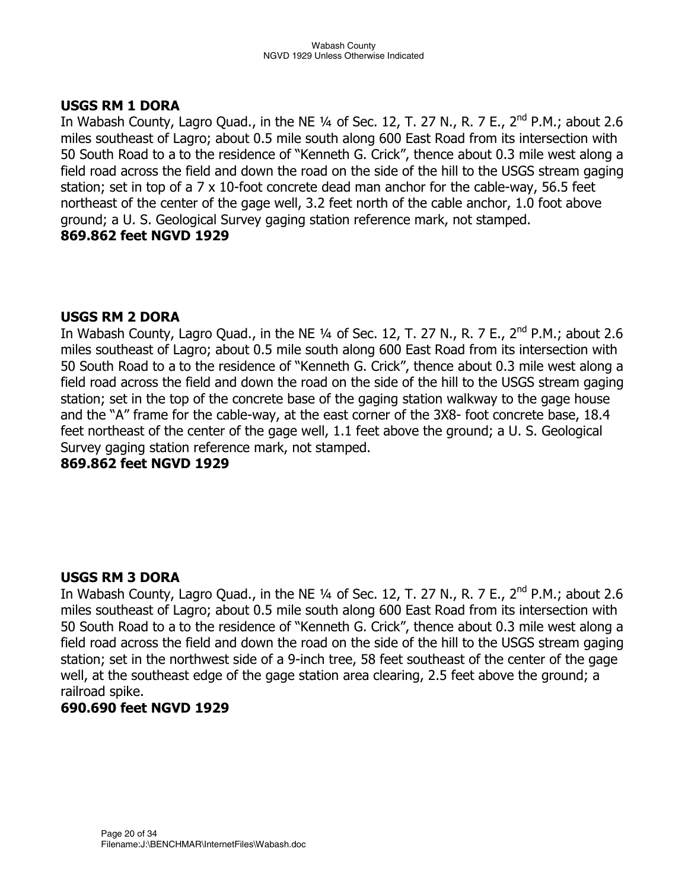**USGS RM 1 DORA**

In Wabash County, Lagro Quad., in the NE ¼ of Sec. 12, T. 27 N., R. 7 E., 2nd P.M.; about 2.6 miles southeast of Lagro; about 0.5 mile south along 600 East Road from its intersection with 50 South Road to a to the residence of “Kenneth G. Crick”, thence about 0.3 mile west along a field road across the field and down the road on the side of the hill to the USGS stream gaging station; set in top of a 7 x 10-foot concrete dead man anchor for the cable-way, 56.5 feet northeast of the center of the gage well, 3.2 feet north of the cable anchor, 1.0 foot above ground; a U. S. Geological Survey gaging station reference mark, not stamped.

**869.862 feet NGVD 1929**

**USGS RM 2 DORA**

In Wabash County, Lagro Quad., in the NE ¼ of Sec. 12, T. 27 N., R. 7 E., 2nd P.M.; about 2.6 miles southeast of Lagro; about 0.5 mile south along 600 East Road from its intersection with 50 South Road to a to the residence of “Kenneth G. Crick”, thence about 0.3 mile west along a field road across the field and down the road on the side of the hill to the USGS stream gaging station; set in the top of the concrete base of the gaging station walkway to the gage house and the “A” frame for the cable-way, at the east corner of the 3X8- foot concrete base, 18.4 feet northeast of the center of the gage well, 1.1 feet above the ground; a U. S. Geological Survey gaging station reference mark, not stamped.

**869.862 feet NGVD 1929**

**USGS RM 3 DORA**

In Wabash County, Lagro Quad., in the NE ¼ of Sec. 12, T. 27 N., R. 7 E., 2nd P.M.; about 2.6 miles southeast of Lagro; about 0.5 mile south along 600 East Road from its intersection with 50 South Road to a to the residence of “Kenneth G. Crick”, thence about 0.3 mile west along a field road across the field and down the road on the side of the hill to the USGS stream gaging station; set in the northwest side of a 9-inch tree, 58 feet southeast of the center of the gage well, at the southeast edge of the gage station area clearing, 2.5 feet above the ground; a railroad spike.

**690.690 feet NGVD 1929**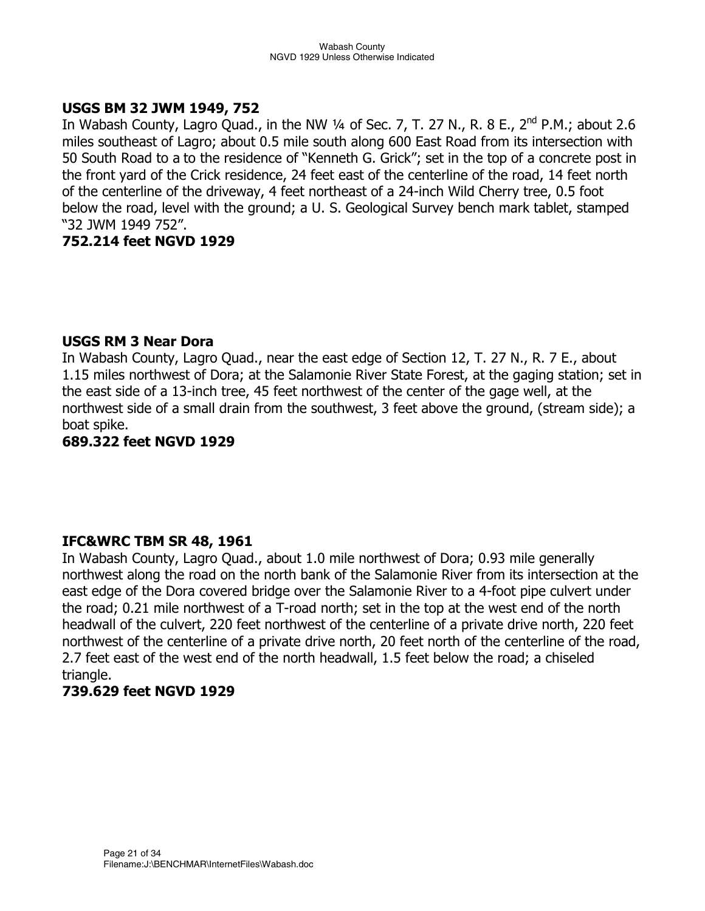**USGS BM 32 JWM 1949, 752**
In Wabash County, Lagro Quad., in the NW ¼ of Sec. 7, T. 27 N., R. 8 E., 2nd P.M.; about 2.6 miles southeast of Lagro; about 0.5 mile south along 600 East Road from its intersection with 50 South Road to a to the residence of "Kenneth G. Grick"; set in the top of a concrete post in the front yard of the Crick residence, 24 feet east of the centerline of the road, 14 feet north of the centerline of the driveway, 4 feet northeast of a 24-inch Wild Cherry tree, 0.5 foot below the road, level with the ground; a U. S. Geological Survey bench mark tablet, stamped "32 JWM 1949 752".
**752.214 feet NGVD 1929**

**USGS RM 3 Near Dora**
In Wabash County, Lagro Quad., near the east edge of Section 12, T. 27 N., R. 7 E., about 1.15 miles northwest of Dora; at the Salamonie River State Forest, at the gaging station; set in the east side of a 13-inch tree, 45 feet northwest of the center of the gage well, at the northwest side of a small drain from the southwest, 3 feet above the ground, (stream side); a boat spike.
**689.322 feet NGVD 1929**

**IFC&WRC TBM SR 48, 1961**
In Wabash County, Lagro Quad., about 1.0 mile northwest of Dora; 0.93 mile generally northwest along the road on the north bank of the Salamonie River from its intersection at the east edge of the Dora covered bridge over the Salamonie River to a 4-foot pipe culvert under the road; 0.21 mile northwest of a T-road north; set in the top at the west end of the north headwall of the culvert, 220 feet northwest of the centerline of a private drive north, 220 feet northwest of the centerline of a private drive north, 20 feet north of the centerline of the road, 2.7 feet east of the west end of the north headwall, 1.5 feet below the road; a chiseled triangle.
**739.629 feet NGVD 1929**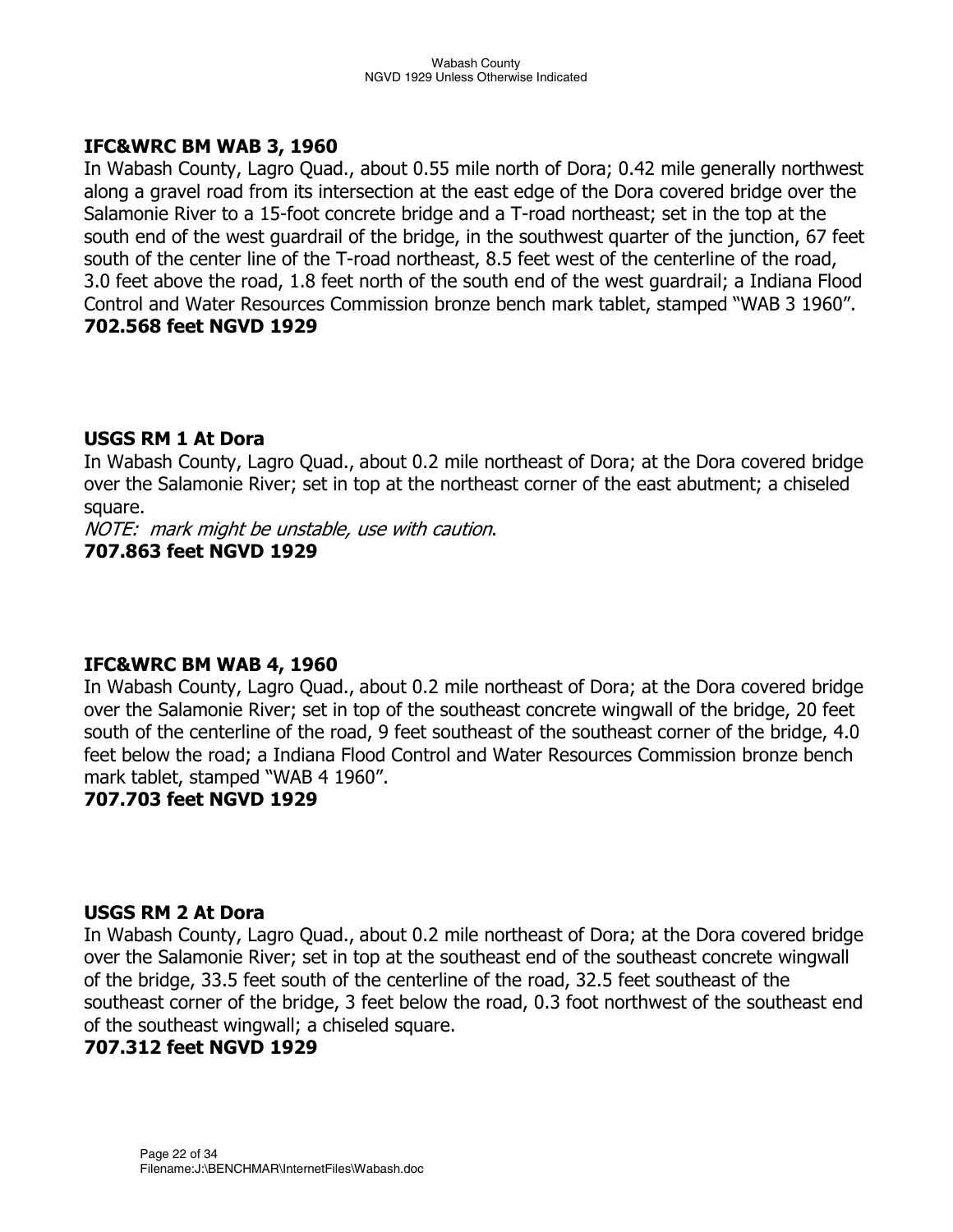**IFC&WRC BM WAB 3, 1960**

In Wabash County, Lagro Quad., about 0.55 mile north of Dora; 0.42 mile generally northwest along a gravel road from its intersection at the east edge of the Dora covered bridge over the Salamonie River to a 15-foot concrete bridge and a T-road northeast; set in the top at the south end of the west guardrail of the bridge, in the southwest quarter of the junction, 67 feet south of the center line of the T-road northeast, 8.5 feet west of the centerline of the road, 3.0 feet above the road, 1.8 feet north of the south end of the west guardrail; a Indiana Flood Control and Water Resources Commission bronze bench mark tablet, stamped "WAB 3 1960".

**702.568 feet NGVD 1929**

**USGS RM 1 At Dora**

In Wabash County, Lagro Quad., about 0.2 mile northeast of Dora; at the Dora covered bridge over the Salamonie River; set in top at the northeast corner of the east abutment; a chiseled square.

*NOTE: mark might be unstable, use with caution*.

**707.863 feet NGVD 1929**

**IFC&WRC BM WAB 4, 1960**

In Wabash County, Lagro Quad., about 0.2 mile northeast of Dora; at the Dora covered bridge over the Salamonie River; set in top of the southeast concrete wingwall of the bridge, 20 feet south of the centerline of the road, 9 feet southeast of the southeast corner of the bridge, 4.0 feet below the road; a Indiana Flood Control and Water Resources Commission bronze bench mark tablet, stamped "WAB 4 1960".

**707.703 feet NGVD 1929**

**USGS RM 2 At Dora**

In Wabash County, Lagro Quad., about 0.2 mile northeast of Dora; at the Dora covered bridge over the Salamonie River; set in top at the southeast end of the southeast concrete wingwall of the bridge, 33.5 feet south of the centerline of the road, 32.5 feet southeast of the southeast corner of the bridge, 3 feet below the road, 0.3 foot northwest of the southeast end of the southeast wingwall; a chiseled square.

**707.312 feet NGVD 1929**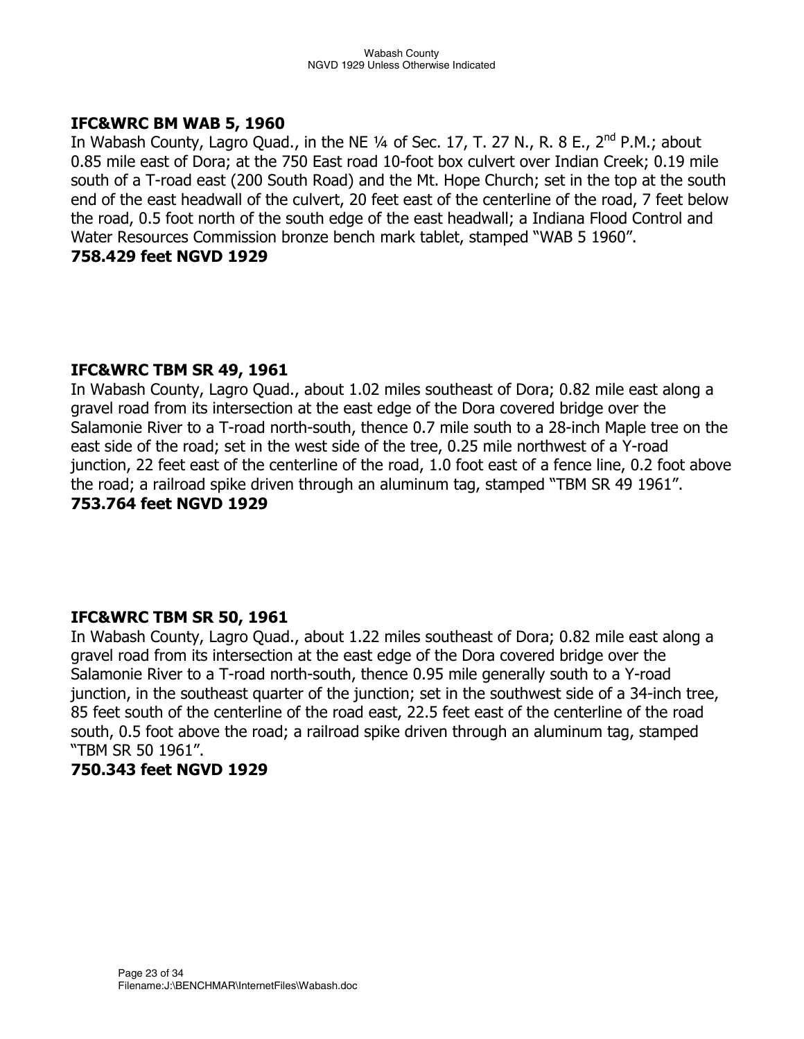**IFC&WRC BM WAB 5, 1960**
In Wabash County, Lagro Quad., in the NE ¼ of Sec. 17, T. 27 N., R. 8 E., 2nd P.M.; about 0.85 mile east of Dora; at the 750 East road 10-foot box culvert over Indian Creek; 0.19 mile south of a T-road east (200 South Road) and the Mt. Hope Church; set in the top at the south end of the east headwall of the culvert, 20 feet east of the centerline of the road, 7 feet below the road, 0.5 foot north of the south edge of the east headwall; a Indiana Flood Control and Water Resources Commission bronze bench mark tablet, stamped "WAB 5 1960".
**758.429 feet NGVD 1929**

**IFC&WRC TBM SR 49, 1961**
In Wabash County, Lagro Quad., about 1.02 miles southeast of Dora; 0.82 mile east along a gravel road from its intersection at the east edge of the Dora covered bridge over the Salamonie River to a T-road north-south, thence 0.7 mile south to a 28-inch Maple tree on the east side of the road; set in the west side of the tree, 0.25 mile northwest of a Y-road junction, 22 feet east of the centerline of the road, 1.0 foot east of a fence line, 0.2 foot above the road; a railroad spike driven through an aluminum tag, stamped "TBM SR 49 1961".
**753.764 feet NGVD 1929**

**IFC&WRC TBM SR 50, 1961**
In Wabash County, Lagro Quad., about 1.22 miles southeast of Dora; 0.82 mile east along a gravel road from its intersection at the east edge of the Dora covered bridge over the Salamonie River to a T-road north-south, thence 0.95 mile generally south to a Y-road junction, in the southeast quarter of the junction; set in the southwest side of a 34-inch tree, 85 feet south of the centerline of the road east, 22.5 feet east of the centerline of the road south, 0.5 foot above the road; a railroad spike driven through an aluminum tag, stamped "TBM SR 50 1961".
**750.343 feet NGVD 1929**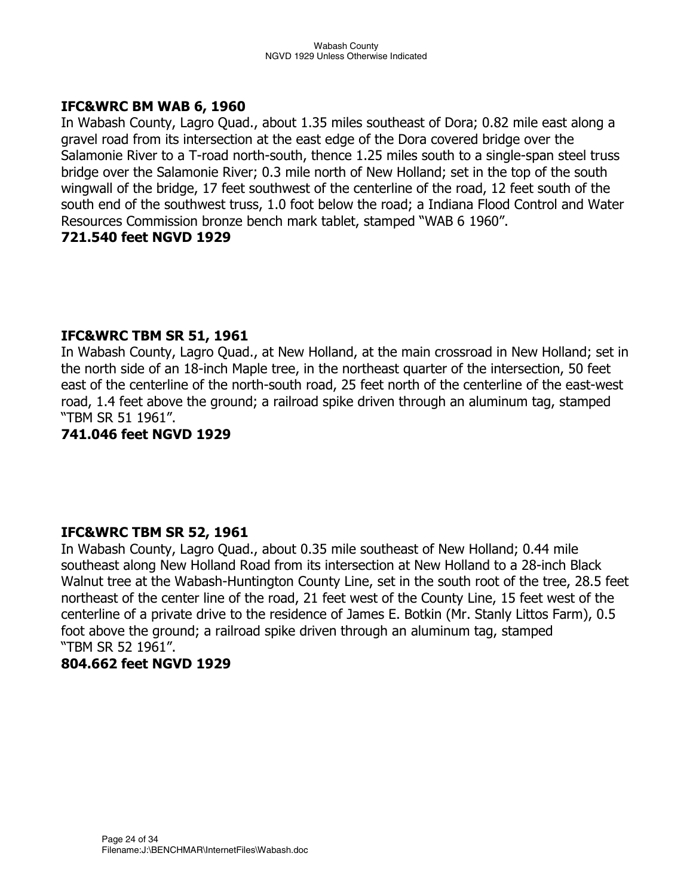**IFC&WRC BM WAB 6, 1960**

In Wabash County, Lagro Quad., about 1.35 miles southeast of Dora; 0.82 mile east along a gravel road from its intersection at the east edge of the Dora covered bridge over the Salamonie River to a T-road north-south, thence 1.25 miles south to a single-span steel truss bridge over the Salamonie River; 0.3 mile north of New Holland; set in the top of the south wingwall of the bridge, 17 feet southwest of the centerline of the road, 12 feet south of the south end of the southwest truss, 1.0 foot below the road; a Indiana Flood Control and Water Resources Commission bronze bench mark tablet, stamped "WAB 6 1960".

**721.540 feet NGVD 1929**

**IFC&WRC TBM SR 51, 1961**

In Wabash County, Lagro Quad., at New Holland, at the main crossroad in New Holland; set in the north side of an 18-inch Maple tree, in the northeast quarter of the intersection, 50 feet east of the centerline of the north-south road, 25 feet north of the centerline of the east-west road, 1.4 feet above the ground; a railroad spike driven through an aluminum tag, stamped "TBM SR 51 1961".

**741.046 feet NGVD 1929**

**IFC&WRC TBM SR 52, 1961**

In Wabash County, Lagro Quad., about 0.35 mile southeast of New Holland; 0.44 mile southeast along New Holland Road from its intersection at New Holland to a 28-inch Black Walnut tree at the Wabash-Huntington County Line, set in the south root of the tree, 28.5 feet northeast of the center line of the road, 21 feet west of the County Line, 15 feet west of the centerline of a private drive to the residence of James E. Botkin (Mr. Stanly Littos Farm), 0.5 foot above the ground; a railroad spike driven through an aluminum tag, stamped "TBM SR 52 1961".

**804.662 feet NGVD 1929**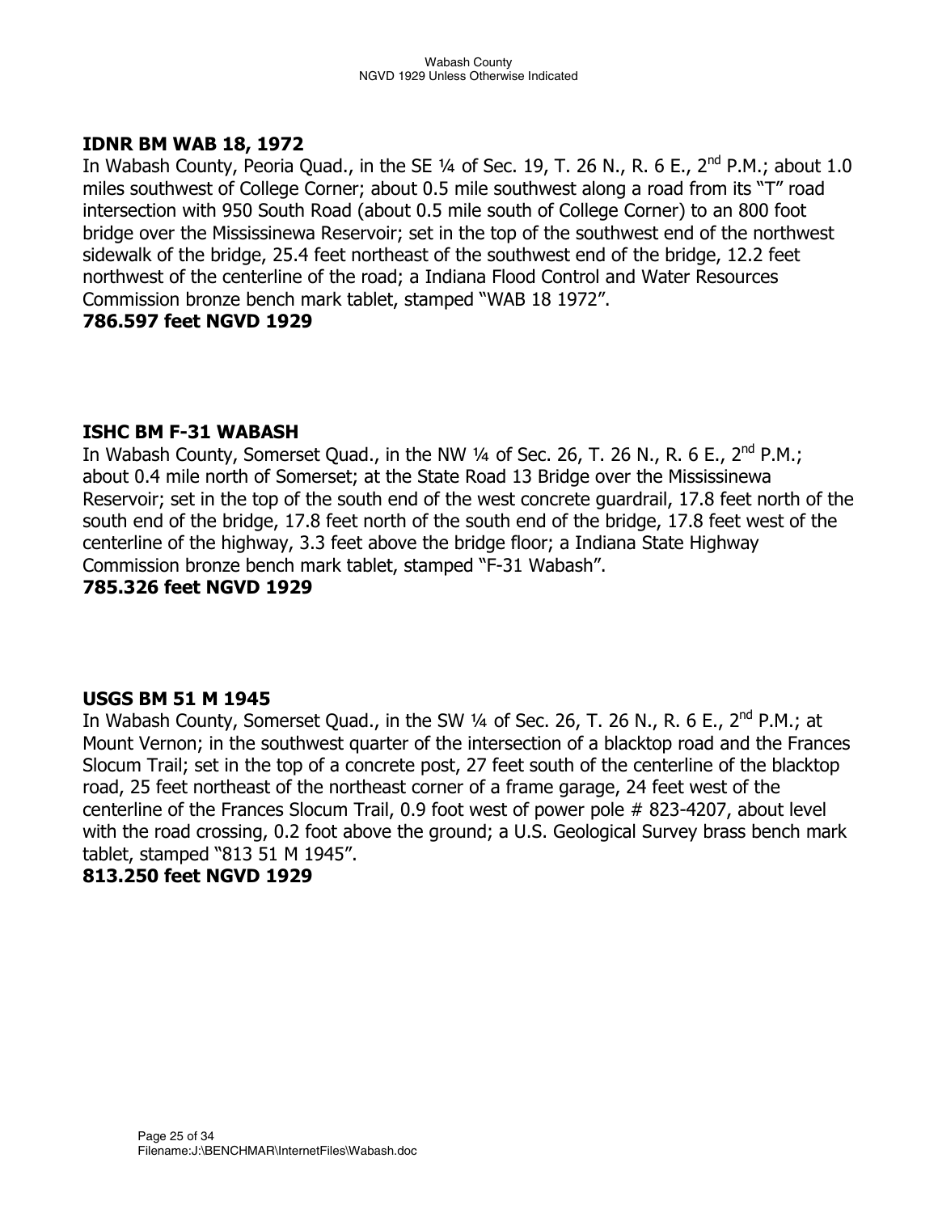**IDNR BM WAB 18, 1972**

In Wabash County, Peoria Quad., in the SE ¼ of Sec. 19, T. 26 N., R. 6 E., 2nd P.M.; about 1.0 miles southwest of College Corner; about 0.5 mile southwest along a road from its "T" road intersection with 950 South Road (about 0.5 mile south of College Corner) to an 800 foot bridge over the Mississinewa Reservoir; set in the top of the southwest end of the northwest sidewalk of the bridge, 25.4 feet northeast of the southwest end of the bridge, 12.2 feet northwest of the centerline of the road; a Indiana Flood Control and Water Resources Commission bronze bench mark tablet, stamped "WAB 18 1972".

**786.597 feet NGVD 1929**

**ISHC BM F-31 WABASH**

In Wabash County, Somerset Quad., in the NW ¼ of Sec. 26, T. 26 N., R. 6 E., 2nd P.M.; about 0.4 mile north of Somerset; at the State Road 13 Bridge over the Mississinewa Reservoir; set in the top of the south end of the west concrete guardrail, 17.8 feet north of the south end of the bridge, 17.8 feet north of the south end of the bridge, 17.8 feet west of the centerline of the highway, 3.3 feet above the bridge floor; a Indiana State Highway Commission bronze bench mark tablet, stamped "F-31 Wabash".

**785.326 feet NGVD 1929**

**USGS BM 51 M 1945**

In Wabash County, Somerset Quad., in the SW ¼ of Sec. 26, T. 26 N., R. 6 E., 2nd P.M.; at Mount Vernon; in the southwest quarter of the intersection of a blacktop road and the Frances Slocum Trail; set in the top of a concrete post, 27 feet south of the centerline of the blacktop road, 25 feet northeast of the northeast corner of a frame garage, 24 feet west of the centerline of the Frances Slocum Trail, 0.9 foot west of power pole # 823-4207, about level with the road crossing, 0.2 foot above the ground; a U.S. Geological Survey brass bench mark tablet, stamped "813 51 M 1945".

**813.250 feet NGVD 1929**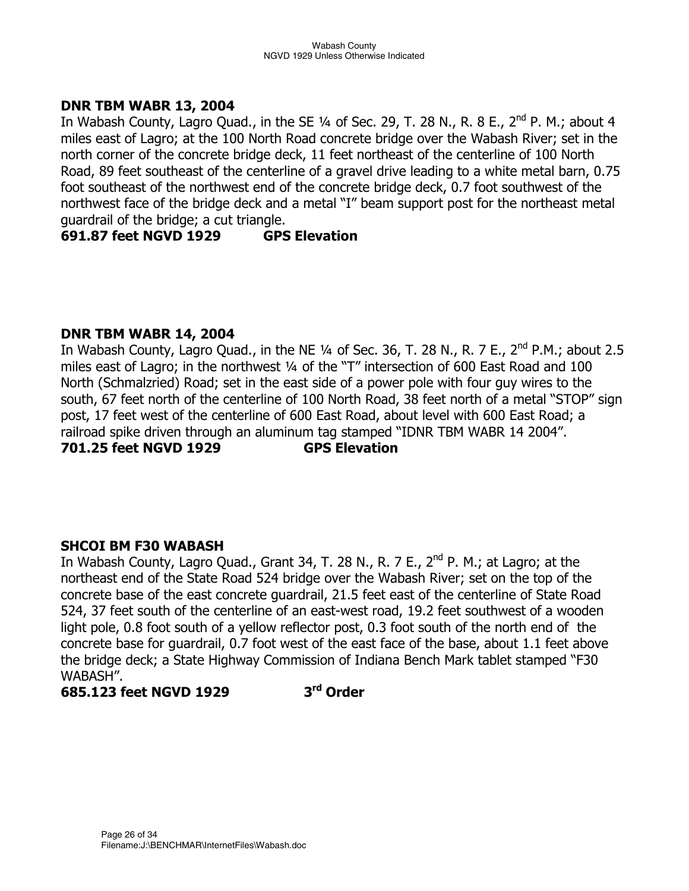**DNR TBM WABR 13, 2004**

In Wabash County, Lagro Quad., in the SE ¼ of Sec. 29, T. 28 N., R. 8 E., 2nd P. M.; about 4 miles east of Lagro; at the 100 North Road concrete bridge over the Wabash River; set in the north corner of the concrete bridge deck, 11 feet northeast of the centerline of 100 North Road, 89 feet southeast of the centerline of a gravel drive leading to a white metal barn, 0.75 foot southeast of the northwest end of the concrete bridge deck, 0.7 foot southwest of the northwest face of the bridge deck and a metal "I" beam support post for the northeast metal guardrail of the bridge; a cut triangle.

**691.87 feet NGVD 1929 GPS Elevation**

**DNR TBM WABR 14, 2004**

In Wabash County, Lagro Quad., in the NE ¼ of Sec. 36, T. 28 N., R. 7 E., 2nd P.M.; about 2.5 miles east of Lagro; in the northwest ¼ of the "T" intersection of 600 East Road and 100 North (Schmalzried) Road; set in the east side of a power pole with four guy wires to the south, 67 feet north of the centerline of 100 North Road, 38 feet north of a metal "STOP" sign post, 17 feet west of the centerline of 600 East Road, about level with 600 East Road; a railroad spike driven through an aluminum tag stamped "IDNR TBM WABR 14 2004".

**701.25 feet NGVD 1929 GPS Elevation**

**SHCOI BM F30 WABASH**

In Wabash County, Lagro Quad., Grant 34, T. 28 N., R. 7 E., 2nd P. M.; at Lagro; at the northeast end of the State Road 524 bridge over the Wabash River; set on the top of the concrete base of the east concrete guardrail, 21.5 feet east of the centerline of State Road 524, 37 feet south of the centerline of an east-west road, 19.2 feet southwest of a wooden light pole, 0.8 foot south of a yellow reflector post, 0.3 foot south of the north end of the concrete base for guardrail, 0.7 foot west of the east face of the base, about 1.1 feet above the bridge deck; a State Highway Commission of Indiana Bench Mark tablet stamped "F30 WABASH".

**685.123 feet NGVD 1929 3rd Order**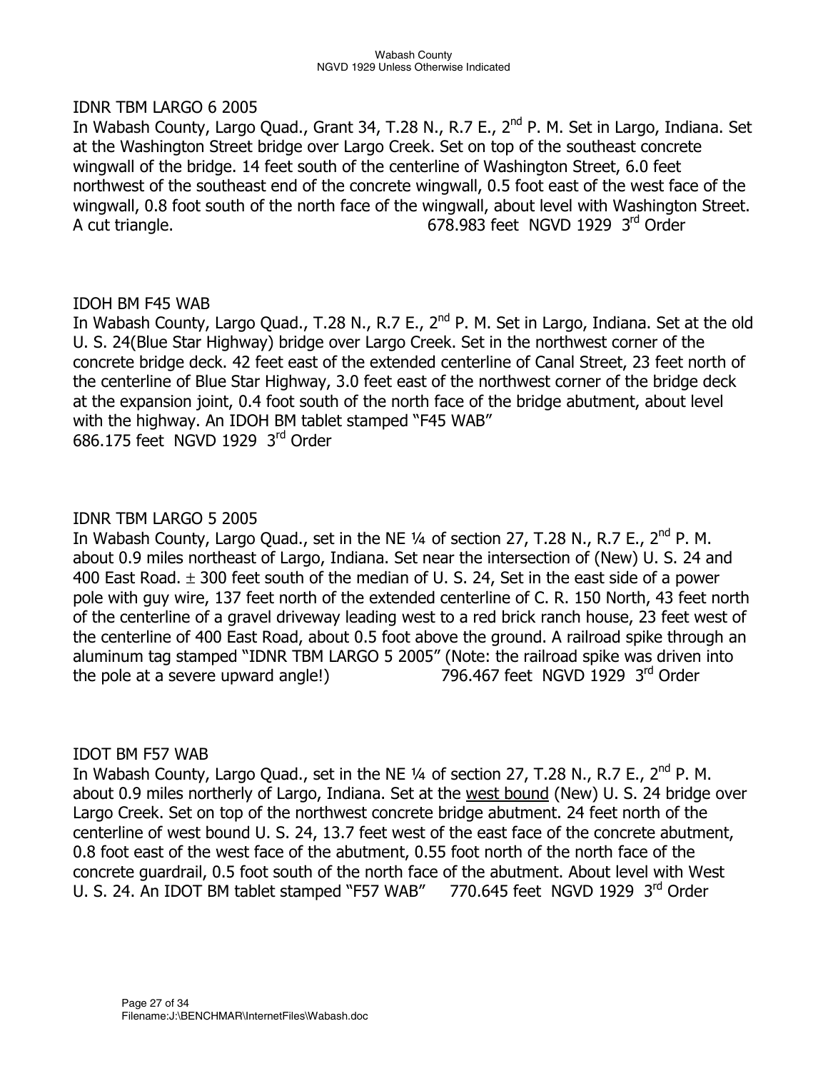IDNR TBM LARGO 6 2005

In Wabash County, Largo Quad., Grant 34, T.28 N., R.7 E., 2nd P. M. Set in Largo, Indiana. Set at the Washington Street bridge over Largo Creek. Set on top of the southeast concrete wingwall of the bridge. 14 feet south of the centerline of Washington Street, 6.0 feet northwest of the southeast end of the concrete wingwall, 0.5 foot east of the west face of the wingwall, 0.8 foot south of the north face of the wingwall, about level with Washington Street. A cut triangle. 678.983 feet NGVD 1929 3rd Order

IDOH BM F45 WAB

In Wabash County, Largo Quad., T.28 N., R.7 E., 2nd P. M. Set in Largo, Indiana. Set at the old U. S. 24(Blue Star Highway) bridge over Largo Creek. Set in the northwest corner of the concrete bridge deck. 42 feet east of the extended centerline of Canal Street, 23 feet north of the centerline of Blue Star Highway, 3.0 feet east of the northwest corner of the bridge deck at the expansion joint, 0.4 foot south of the north face of the bridge abutment, about level with the highway. An IDOH BM tablet stamped "F45 WAB"
686.175 feet NGVD 1929 3rd Order

IDNR TBM LARGO 5 2005

In Wabash County, Largo Quad., set in the NE ¼ of section 27, T.28 N., R.7 E., 2nd P. M. about 0.9 miles northeast of Largo, Indiana. Set near the intersection of (New) U. S. 24 and 400 East Road. ± 300 feet south of the median of U. S. 24, Set in the east side of a power pole with guy wire, 137 feet north of the extended centerline of C. R. 150 North, 43 feet north of the centerline of a gravel driveway leading west to a red brick ranch house, 23 feet west of the centerline of 400 East Road, about 0.5 foot above the ground. A railroad spike through an aluminum tag stamped "IDNR TBM LARGO 5 2005" (Note: the railroad spike was driven into the pole at a severe upward angle!) 796.467 feet NGVD 1929 3rd Order

IDOT BM F57 WAB

In Wabash County, Largo Quad., set in the NE ¼ of section 27, T.28 N., R.7 E., 2nd P. M. about 0.9 miles northerly of Largo, Indiana. Set at the west bound (New) U. S. 24 bridge over Largo Creek. Set on top of the northwest concrete bridge abutment. 24 feet north of the centerline of west bound U. S. 24, 13.7 feet west of the east face of the concrete abutment, 0.8 foot east of the west face of the abutment, 0.55 foot north of the north face of the concrete guardrail, 0.5 foot south of the north face of the abutment. About level with West U. S. 24. An IDOT BM tablet stamped "F57 WAB" 770.645 feet NGVD 1929 3rd Order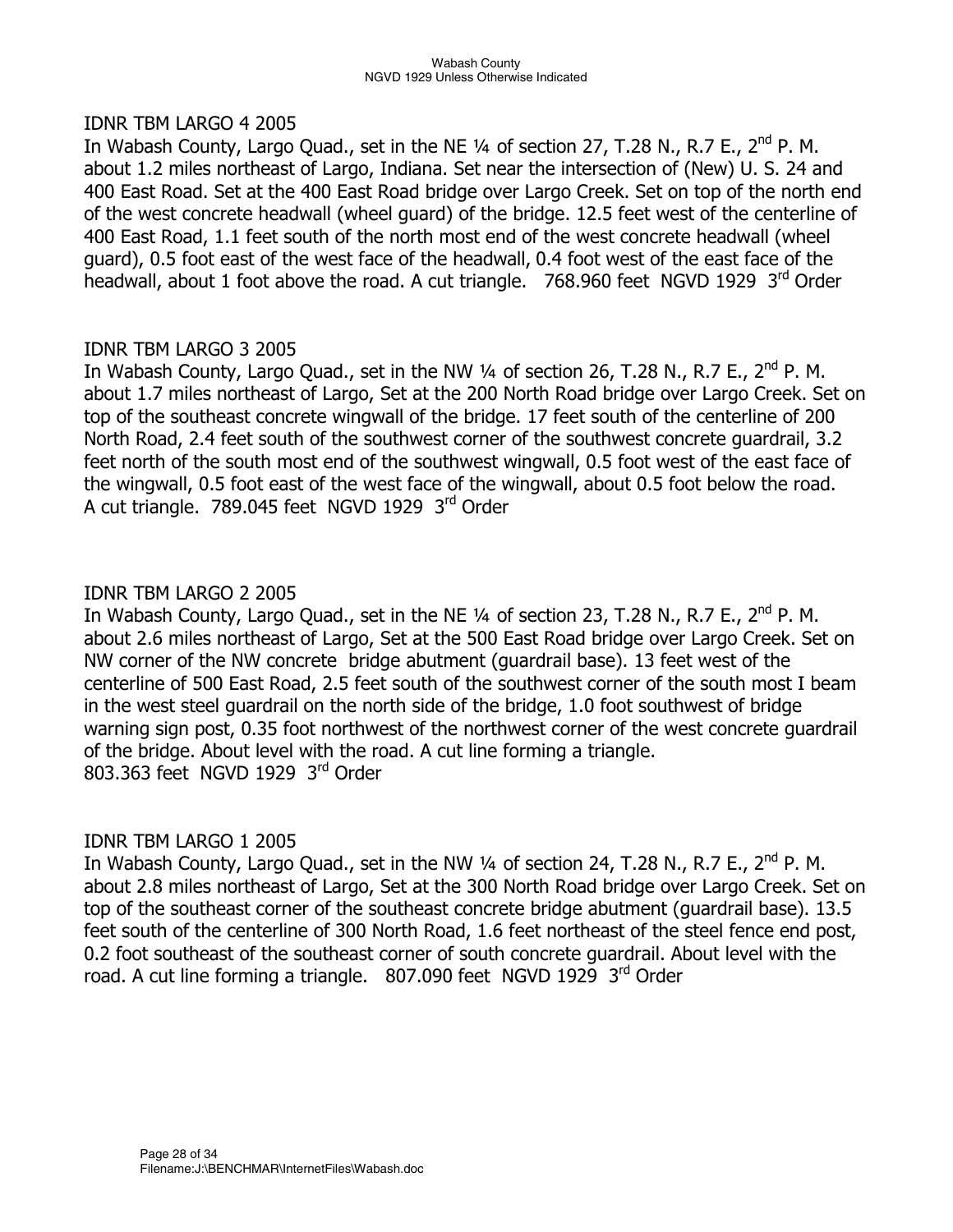IDNR TBM LARGO 4 2005

In Wabash County, Largo Quad., set in the NE ¼ of section 27, T.28 N., R.7 E., 2nd P. M. about 1.2 miles northeast of Largo, Indiana. Set near the intersection of (New) U. S. 24 and 400 East Road. Set at the 400 East Road bridge over Largo Creek. Set on top of the north end of the west concrete headwall (wheel guard) of the bridge. 12.5 feet west of the centerline of 400 East Road, 1.1 feet south of the north most end of the west concrete headwall (wheel guard), 0.5 foot east of the west face of the headwall, 0.4 foot west of the east face of the headwall, about 1 foot above the road. A cut triangle. 768.960 feet NGVD 1929 3rd Order

IDNR TBM LARGO 3 2005

In Wabash County, Largo Quad., set in the NW ¼ of section 26, T.28 N., R.7 E., 2nd P. M. about 1.7 miles northeast of Largo, Set at the 200 North Road bridge over Largo Creek. Set on top of the southeast concrete wingwall of the bridge. 17 feet south of the centerline of 200 North Road, 2.4 feet south of the southwest corner of the southwest concrete guardrail, 3.2 feet north of the south most end of the southwest wingwall, 0.5 foot west of the east face of the wingwall, 0.5 foot east of the west face of the wingwall, about 0.5 foot below the road. A cut triangle. 789.045 feet NGVD 1929 3rd Order

IDNR TBM LARGO 2 2005

In Wabash County, Largo Quad., set in the NE ¼ of section 23, T.28 N., R.7 E., 2nd P. M. about 2.6 miles northeast of Largo, Set at the 500 East Road bridge over Largo Creek. Set on NW corner of the NW concrete bridge abutment (guardrail base). 13 feet west of the centerline of 500 East Road, 2.5 feet south of the southwest corner of the south most I beam in the west steel guardrail on the north side of the bridge, 1.0 foot southwest of bridge warning sign post, 0.35 foot northwest of the northwest corner of the west concrete guardrail of the bridge. About level with the road. A cut line forming a triangle.
803.363 feet NGVD 1929 3rd Order

IDNR TBM LARGO 1 2005

In Wabash County, Largo Quad., set in the NW ¼ of section 24, T.28 N., R.7 E., 2nd P. M. about 2.8 miles northeast of Largo, Set at the 300 North Road bridge over Largo Creek. Set on top of the southeast corner of the southeast concrete bridge abutment (guardrail base). 13.5 feet south of the centerline of 300 North Road, 1.6 feet northeast of the steel fence end post, 0.2 foot southeast of the southeast corner of south concrete guardrail. About level with the road. A cut line forming a triangle. 807.090 feet NGVD 1929 3rd Order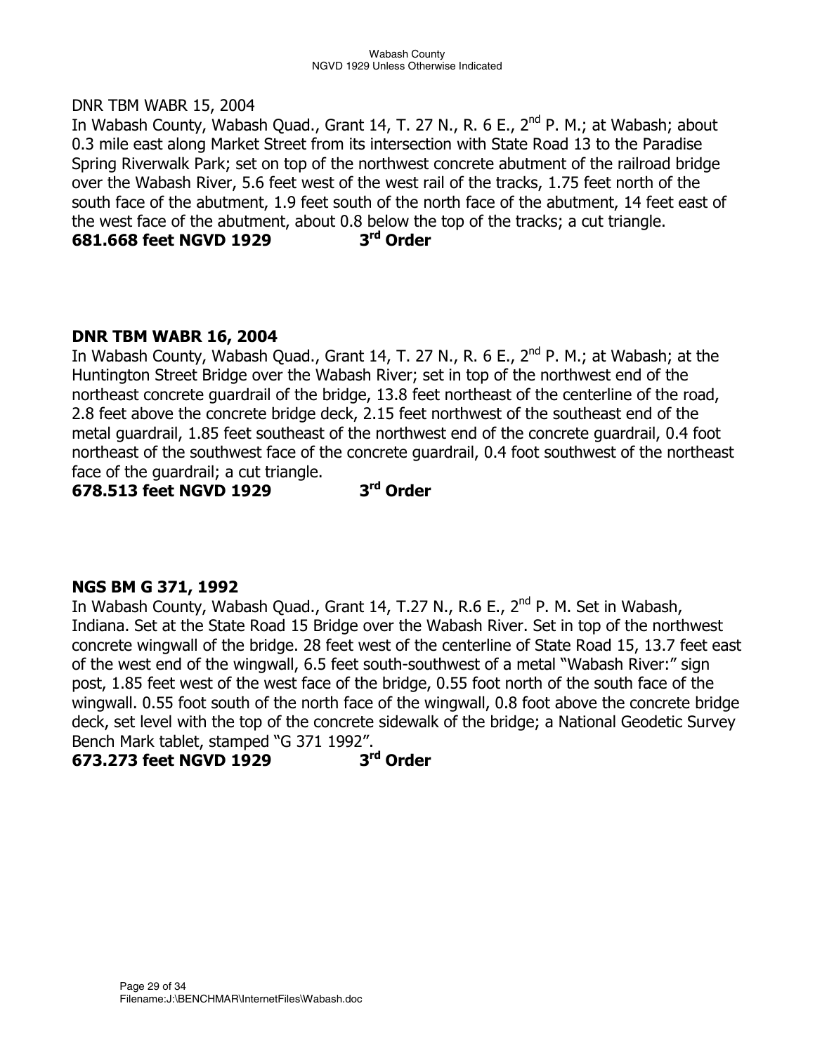DNR TBM WABR 15, 2004

In Wabash County, Wabash Quad., Grant 14, T. 27 N., R. 6 E., 2nd P. M.; at Wabash; about 0.3 mile east along Market Street from its intersection with State Road 13 to the Paradise Spring Riverwalk Park; set on top of the northwest concrete abutment of the railroad bridge over the Wabash River, 5.6 feet west of the west rail of the tracks, 1.75 feet north of the south face of the abutment, 1.9 feet south of the north face of the abutment, 14 feet east of the west face of the abutment, about 0.8 below the top of the tracks; a cut triangle.

**681.668 feet NGVD 1929 3rd Order**

**DNR TBM WABR 16, 2004**

In Wabash County, Wabash Quad., Grant 14, T. 27 N., R. 6 E., 2nd P. M.; at Wabash; at the Huntington Street Bridge over the Wabash River; set in top of the northwest end of the northeast concrete guardrail of the bridge, 13.8 feet northeast of the centerline of the road, 2.8 feet above the concrete bridge deck, 2.15 feet northwest of the southeast end of the metal guardrail, 1.85 feet southeast of the northwest end of the concrete guardrail, 0.4 foot northeast of the southwest face of the concrete guardrail, 0.4 foot southwest of the northeast face of the guardrail; a cut triangle.

**678.513 feet NGVD 1929 3rd Order**

**NGS BM G 371, 1992**

In Wabash County, Wabash Quad., Grant 14, T.27 N., R.6 E., 2nd P. M. Set in Wabash, Indiana. Set at the State Road 15 Bridge over the Wabash River. Set in top of the northwest concrete wingwall of the bridge. 28 feet west of the centerline of State Road 15, 13.7 feet east of the west end of the wingwall, 6.5 feet south-southwest of a metal "Wabash River:" sign post, 1.85 feet west of the west face of the bridge, 0.55 foot north of the south face of the wingwall. 0.55 foot south of the north face of the wingwall, 0.8 foot above the concrete bridge deck, set level with the top of the concrete sidewalk of the bridge; a National Geodetic Survey Bench Mark tablet, stamped "G 371 1992".

**673.273 feet NGVD 1929 3rd Order**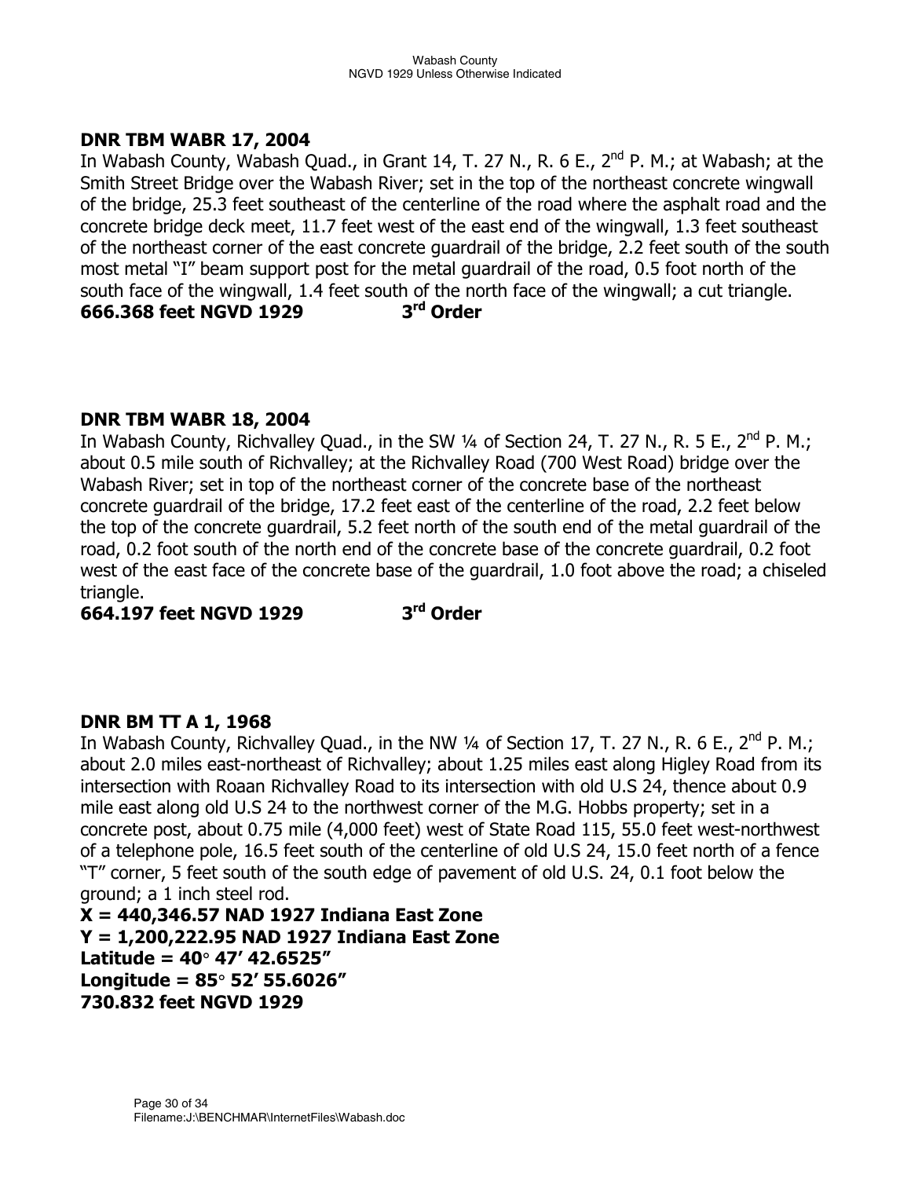**DNR TBM WABR 17, 2004**

In Wabash County, Wabash Quad., in Grant 14, T. 27 N., R. 6 E., 2nd P. M.; at Wabash; at the Smith Street Bridge over the Wabash River; set in the top of the northeast concrete wingwall of the bridge, 25.3 feet southeast of the centerline of the road where the asphalt road and the concrete bridge deck meet, 11.7 feet west of the east end of the wingwall, 1.3 feet southeast of the northeast corner of the east concrete guardrail of the bridge, 2.2 feet south of the south most metal "I" beam support post for the metal guardrail of the road, 0.5 foot north of the south face of the wingwall, 1.4 feet south of the north face of the wingwall; a cut triangle.

**666.368 feet NGVD 1929 3rd Order**

**DNR TBM WABR 18, 2004**

In Wabash County, Richvalley Quad., in the SW ¼ of Section 24, T. 27 N., R. 5 E., 2nd P. M.; about 0.5 mile south of Richvalley; at the Richvalley Road (700 West Road) bridge over the Wabash River; set in top of the northeast corner of the concrete base of the northeast concrete guardrail of the bridge, 17.2 feet east of the centerline of the road, 2.2 feet below the top of the concrete guardrail, 5.2 feet north of the south end of the metal guardrail of the road, 0.2 foot south of the north end of the concrete base of the concrete guardrail, 0.2 foot west of the east face of the concrete base of the guardrail, 1.0 foot above the road; a chiseled triangle.

**664.197 feet NGVD 1929 3rd Order**

**DNR BM TT A 1, 1968**

In Wabash County, Richvalley Quad., in the NW ¼ of Section 17, T. 27 N., R. 6 E., 2nd P. M.; about 2.0 miles east-northeast of Richvalley; about 1.25 miles east along Higley Road from its intersection with Roaan Richvalley Road to its intersection with old U.S 24, thence about 0.9 mile east along old U.S 24 to the northwest corner of the M.G. Hobbs property; set in a concrete post, about 0.75 mile (4,000 feet) west of State Road 115, 55.0 feet west-northwest of a telephone pole, 16.5 feet south of the centerline of old U.S 24, 15.0 feet north of a fence "T" corner, 5 feet south of the south edge of pavement of old U.S. 24, 0.1 foot below the ground; a 1 inch steel rod.

**X = 440,346.57 NAD 1927 Indiana East Zone**
**Y = 1,200,222.95 NAD 1927 Indiana East Zone**
**Latitude = 40° 47' 42.6525"**
**Longitude = 85° 52' 55.6026"**
**730.832 feet NGVD 1929**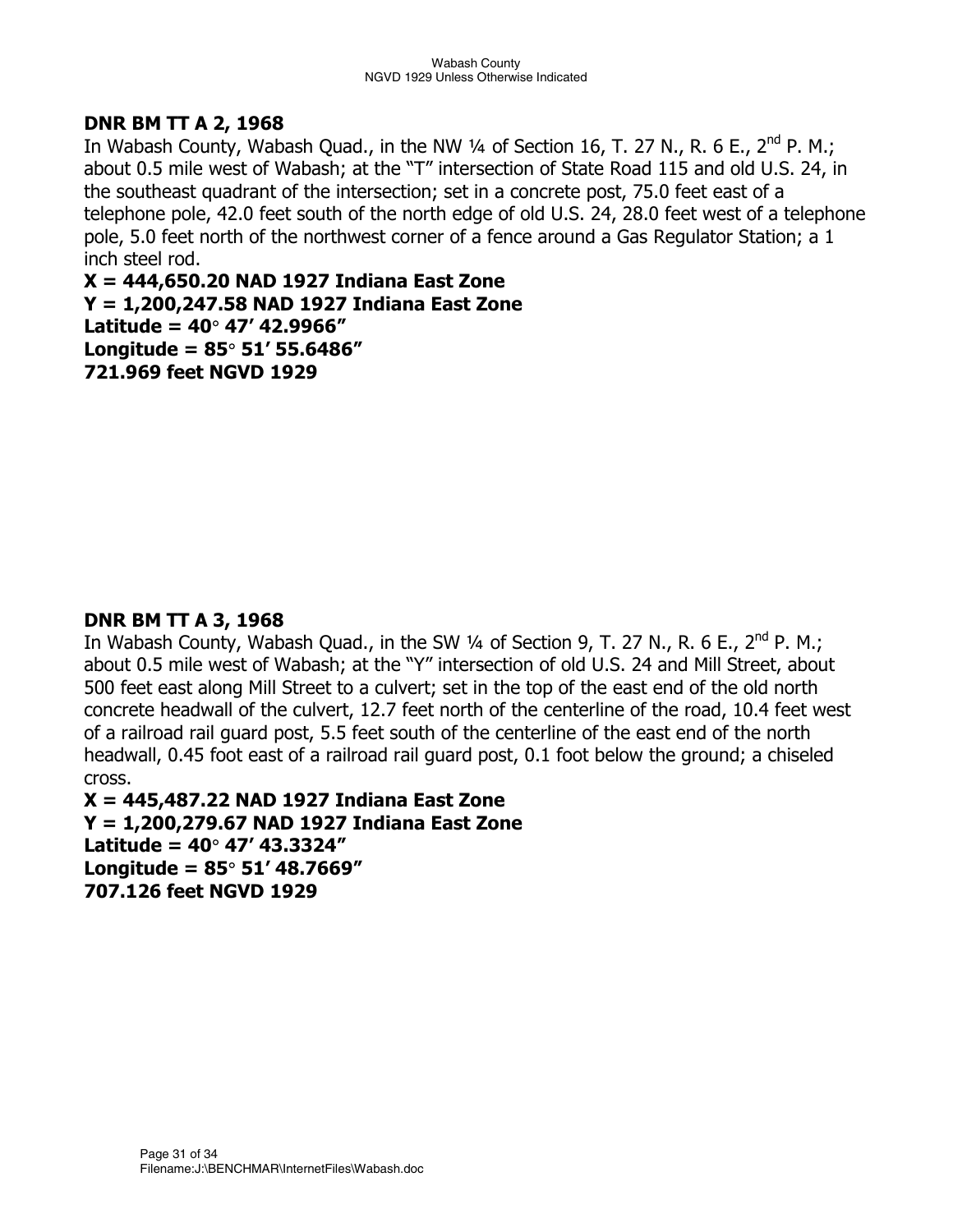**DNR BM TT A 2, 1968**

In Wabash County, Wabash Quad., in the NW ¼ of Section 16, T. 27 N., R. 6 E., 2nd P. M.; about 0.5 mile west of Wabash; at the "T" intersection of State Road 115 and old U.S. 24, in the southeast quadrant of the intersection; set in a concrete post, 75.0 feet east of a telephone pole, 42.0 feet south of the north edge of old U.S. 24, 28.0 feet west of a telephone pole, 5.0 feet north of the northwest corner of a fence around a Gas Regulator Station; a 1 inch steel rod.

**X = 444,650.20 NAD 1927 Indiana East Zone**
**Y = 1,200,247.58 NAD 1927 Indiana East Zone**
**Latitude = 40° 47' 42.9966"**
**Longitude = 85° 51' 55.6486"**
**721.969 feet NGVD 1929**

**DNR BM TT A 3, 1968**

In Wabash County, Wabash Quad., in the SW ¼ of Section 9, T. 27 N., R. 6 E., 2nd P. M.; about 0.5 mile west of Wabash; at the "Y" intersection of old U.S. 24 and Mill Street, about 500 feet east along Mill Street to a culvert; set in the top of the east end of the old north concrete headwall of the culvert, 12.7 feet north of the centerline of the road, 10.4 feet west of a railroad rail guard post, 5.5 feet south of the centerline of the east end of the north headwall, 0.45 foot east of a railroad rail guard post, 0.1 foot below the ground; a chiseled cross.

**X = 445,487.22 NAD 1927 Indiana East Zone**
**Y = 1,200,279.67 NAD 1927 Indiana East Zone**
**Latitude = 40° 47' 43.3324"**
**Longitude = 85° 51' 48.7669"**
**707.126 feet NGVD 1929**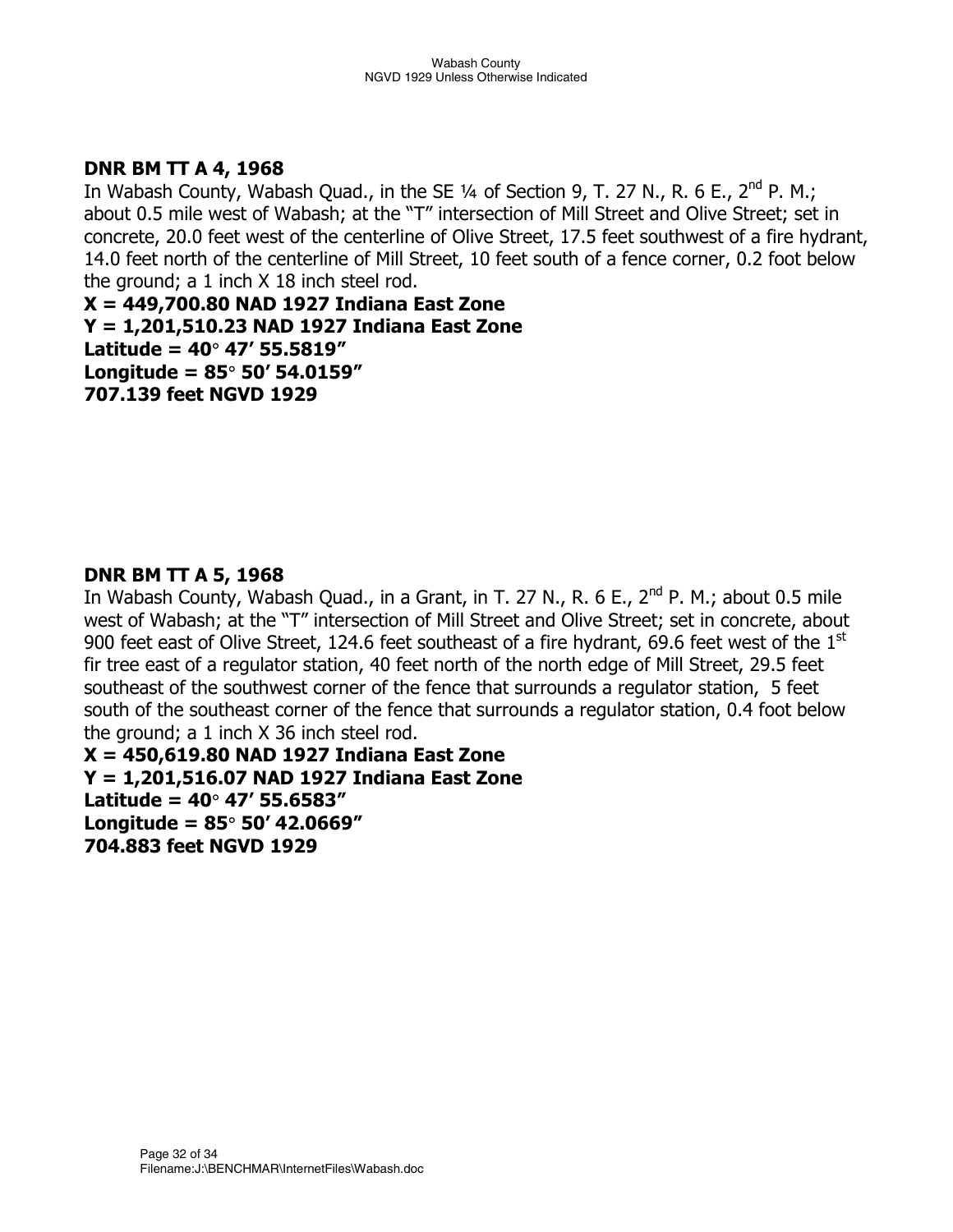**DNR BM TT A 4, 1968**

In Wabash County, Wabash Quad., in the SE ¼ of Section 9, T. 27 N., R. 6 E., 2nd P. M.; about 0.5 mile west of Wabash; at the "T" intersection of Mill Street and Olive Street; set in concrete, 20.0 feet west of the centerline of Olive Street, 17.5 feet southwest of a fire hydrant, 14.0 feet north of the centerline of Mill Street, 10 feet south of a fence corner, 0.2 foot below the ground; a 1 inch X 18 inch steel rod.

**X = 449,700.80 NAD 1927 Indiana East Zone**
**Y = 1,201,510.23 NAD 1927 Indiana East Zone**
**Latitude = 40° 47' 55.5819"**
**Longitude = 85° 50' 54.0159"**
**707.139 feet NGVD 1929**

**DNR BM TT A 5, 1968**

In Wabash County, Wabash Quad., in a Grant, in T. 27 N., R. 6 E., 2nd P. M.; about 0.5 mile west of Wabash; at the "T" intersection of Mill Street and Olive Street; set in concrete, about 900 feet east of Olive Street, 124.6 feet southeast of a fire hydrant, 69.6 feet west of the 1st fir tree east of a regulator station, 40 feet north of the north edge of Mill Street, 29.5 feet southeast of the southwest corner of the fence that surrounds a regulator station, 5 feet south of the southeast corner of the fence that surrounds a regulator station, 0.4 foot below the ground; a 1 inch X 36 inch steel rod.

**X = 450,619.80 NAD 1927 Indiana East Zone**
**Y = 1,201,516.07 NAD 1927 Indiana East Zone**
**Latitude = 40° 47' 55.6583"**
**Longitude = 85° 50' 42.0669"**
**704.883 feet NGVD 1929**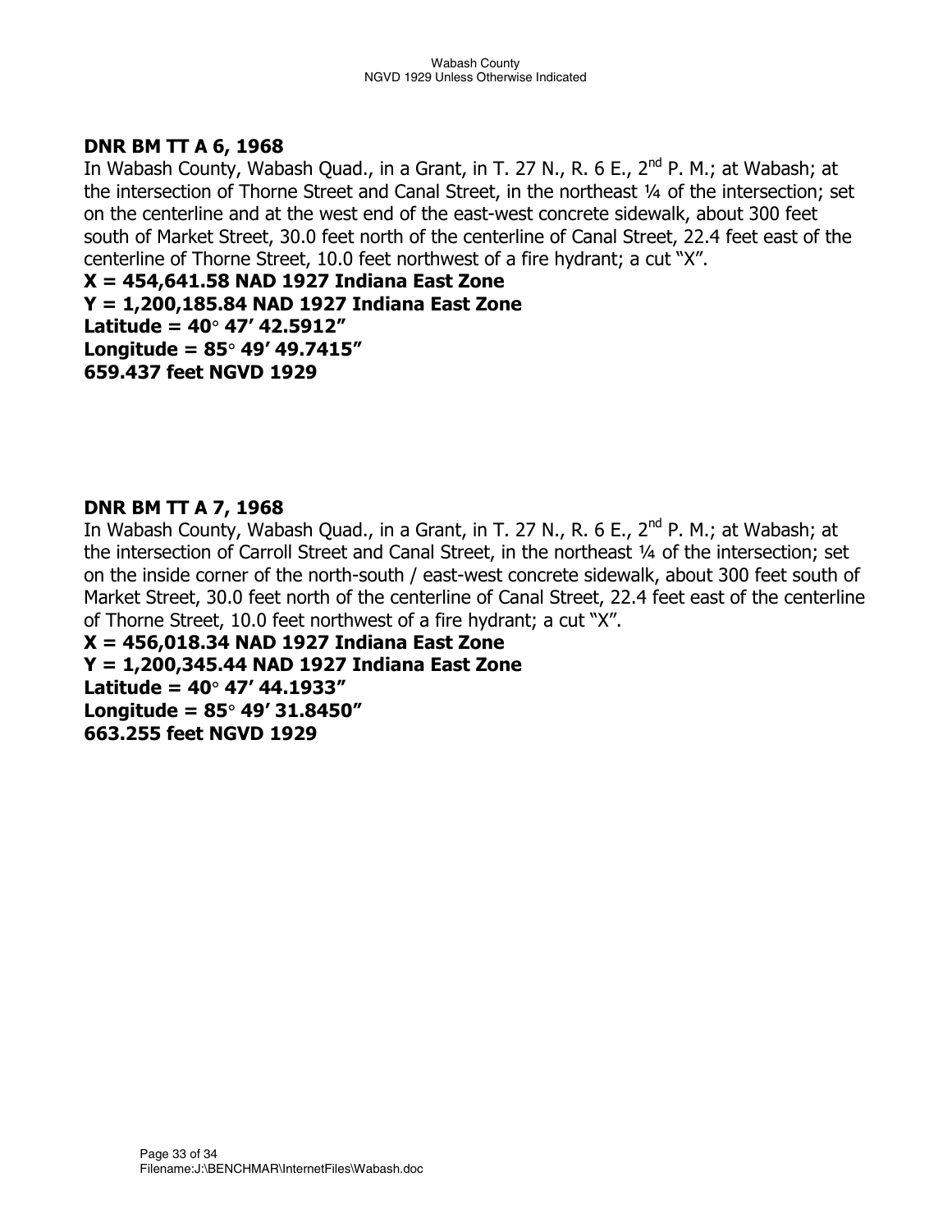**DNR BM TT A 6, 1968**

In Wabash County, Wabash Quad., in a Grant, in T. 27 N., R. 6 E., 2nd P. M.; at Wabash; at the intersection of Thorne Street and Canal Street, in the northeast ¼ of the intersection; set on the centerline and at the west end of the east-west concrete sidewalk, about 300 feet south of Market Street, 30.0 feet north of the centerline of Canal Street, 22.4 feet east of the centerline of Thorne Street, 10.0 feet northwest of a fire hydrant; a cut "X".

**X = 454,641.58 NAD 1927 Indiana East Zone**
**Y = 1,200,185.84 NAD 1927 Indiana East Zone**
**Latitude = 40° 47' 42.5912"**
**Longitude = 85° 49' 49.7415"**
**659.437 feet NGVD 1929**

**DNR BM TT A 7, 1968**

In Wabash County, Wabash Quad., in a Grant, in T. 27 N., R. 6 E., 2nd P. M.; at Wabash; at the intersection of Carroll Street and Canal Street, in the northeast ¼ of the intersection; set on the inside corner of the north-south / east-west concrete sidewalk, about 300 feet south of Market Street, 30.0 feet north of the centerline of Canal Street, 22.4 feet east of the centerline of Thorne Street, 10.0 feet northwest of a fire hydrant; a cut "X".

**X = 456,018.34 NAD 1927 Indiana East Zone**
**Y = 1,200,345.44 NAD 1927 Indiana East Zone**
**Latitude = 40° 47' 44.1933"**
**Longitude = 85° 49' 31.8450"**
**663.255 feet NGVD 1929**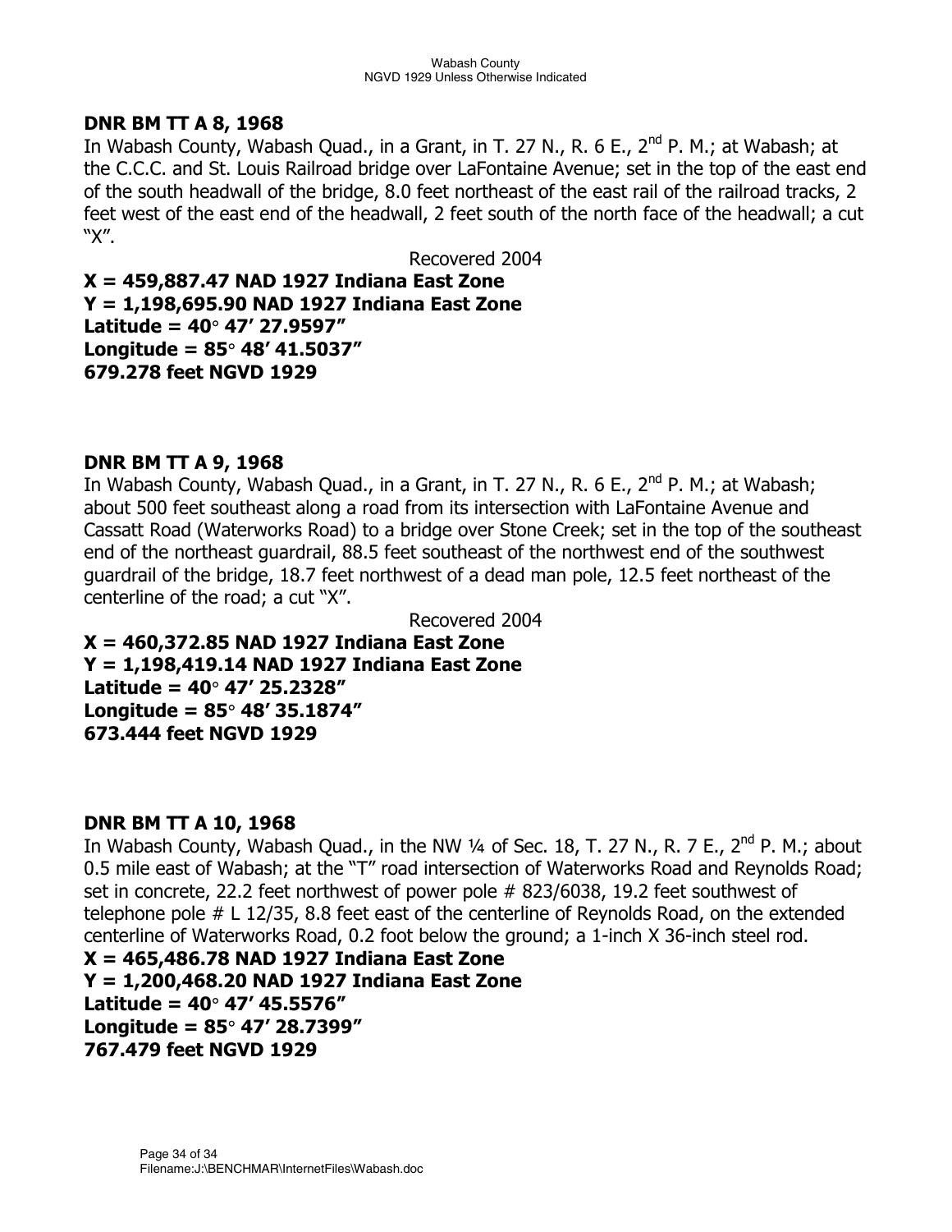**DNR BM TT A 8, 1968**

In Wabash County, Wabash Quad., in a Grant, in T. 27 N., R. 6 E., 2nd P. M.; at Wabash; at the C.C.C. and St. Louis Railroad bridge over LaFontaine Avenue; set in the top of the east end of the south headwall of the bridge, 8.0 feet northeast of the east rail of the railroad tracks, 2 feet west of the east end of the headwall, 2 feet south of the north face of the headwall; a cut "X".

Recovered 2004

**X = 459,887.47 NAD 1927 Indiana East Zone**
**Y = 1,198,695.90 NAD 1927 Indiana East Zone**
**Latitude = 40° 47' 27.9597"**
**Longitude = 85° 48' 41.5037"**
**679.278 feet NGVD 1929**

**DNR BM TT A 9, 1968**

In Wabash County, Wabash Quad., in a Grant, in T. 27 N., R. 6 E., 2nd P. M.; at Wabash; about 500 feet southeast along a road from its intersection with LaFontaine Avenue and Cassatt Road (Waterworks Road) to a bridge over Stone Creek; set in the top of the southeast end of the northeast guardrail, 88.5 feet southeast of the northwest end of the southwest guardrail of the bridge, 18.7 feet northwest of a dead man pole, 12.5 feet northeast of the centerline of the road; a cut "X".

Recovered 2004

**X = 460,372.85 NAD 1927 Indiana East Zone**
**Y = 1,198,419.14 NAD 1927 Indiana East Zone**
**Latitude = 40° 47' 25.2328"**
**Longitude = 85° 48' 35.1874"**
**673.444 feet NGVD 1929**

**DNR BM TT A 10, 1968**

In Wabash County, Wabash Quad., in the NW ¼ of Sec. 18, T. 27 N., R. 7 E., 2nd P. M.; about 0.5 mile east of Wabash; at the "T" road intersection of Waterworks Road and Reynolds Road; set in concrete, 22.2 feet northwest of power pole # 823/6038, 19.2 feet southwest of telephone pole # L 12/35, 8.8 feet east of the centerline of Reynolds Road, on the extended centerline of Waterworks Road, 0.2 foot below the ground; a 1-inch X 36-inch steel rod.

**X = 465,486.78 NAD 1927 Indiana East Zone**
**Y = 1,200,468.20 NAD 1927 Indiana East Zone**
**Latitude = 40° 47' 45.5576"**
**Longitude = 85° 47' 28.7399"**
**767.479 feet NGVD 1929**